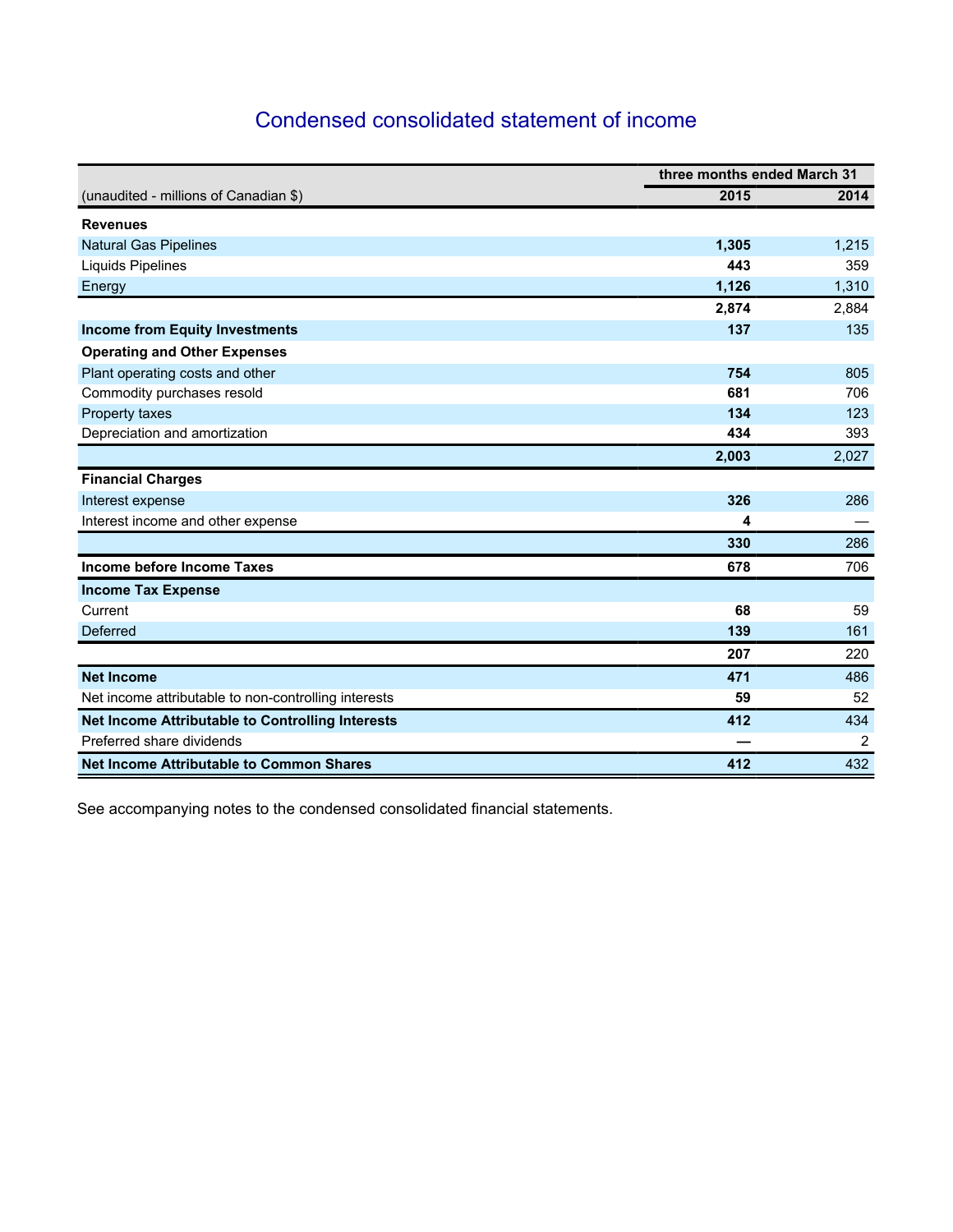# Condensed consolidated statement of income

| | three months ended March 31 | |
|---|---|---|
| (unaudited - millions of Canadian $) | **2015** | 2014 |
| **Revenues** | | |
| Natural Gas Pipelines | **1,305** | 1,215 |
| Liquids Pipelines | **443** | 359 |
| Energy | **1,126** | 1,310 |
| | **2,874** | 2,884 |
| **Income from Equity Investments** | **137** | 135 |
| **Operating and Other Expenses** | | |
| Plant operating costs and other | **754** | 805 |
| Commodity purchases resold | **681** | 706 |
| Property taxes | **134** | 123 |
| Depreciation and amortization | **434** | 393 |
| | **2,003** | 2,027 |
| **Financial Charges** | | |
| Interest expense | **326** | 286 |
| Interest income and other expense | **4** | — |
| | **330** | 286 |
| **Income before Income Taxes** | **678** | 706 |
| **Income Tax Expense** | | |
| Current | **68** | 59 |
| Deferred | **139** | 161 |
| | **207** | 220 |
| **Net Income** | **471** | 486 |
| Net income attributable to non-controlling interests | **59** | 52 |
| **Net Income Attributable to Controlling Interests** | **412** | 434 |
| Preferred share dividends | **—** | 2 |
| **Net Income Attributable to Common Shares** | **412** | 432 |

See accompanying notes to the condensed consolidated financial statements.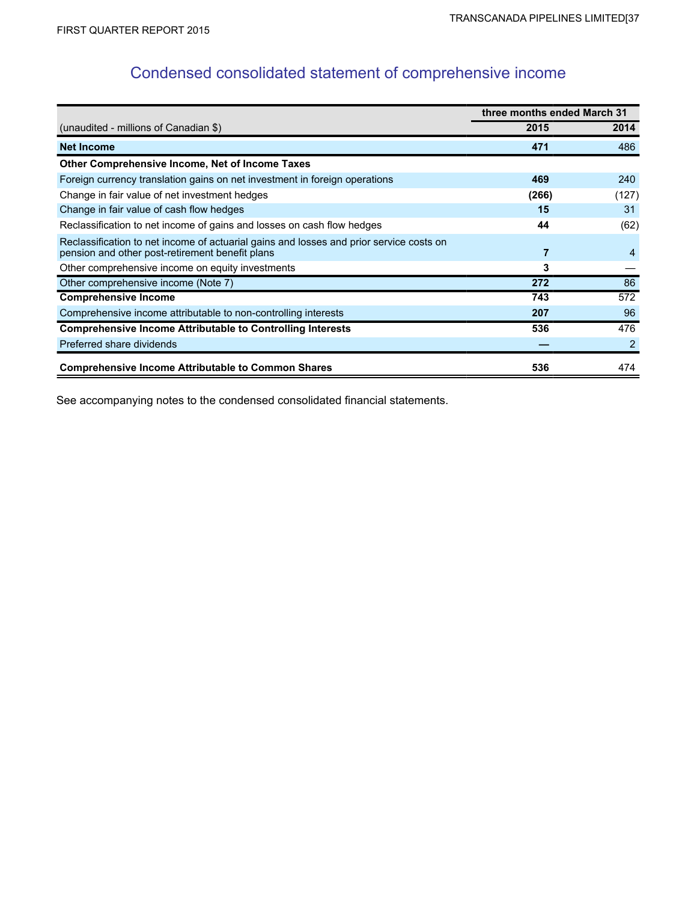# Condensed consolidated statement of comprehensive income

| (unaudited - millions of Canadian $) | three months ended March 31 2015 | 2014 |
|---|---|---|
| **Net Income** | **471** | 486 |
| **Other Comprehensive Income, Net of Income Taxes** | | |
| Foreign currency translation gains on net investment in foreign operations | **469** | 240 |
| Change in fair value of net investment hedges | **(266)** | (127) |
| Change in fair value of cash flow hedges | **15** | 31 |
| Reclassification to net income of gains and losses on cash flow hedges | **44** | (62) |
| Reclassification to net income of actuarial gains and losses and prior service costs on pension and other post-retirement benefit plans | **7** | 4 |
| Other comprehensive income on equity investments | **3** | — |
| Other comprehensive income (Note 7) | **272** | 86 |
| **Comprehensive Income** | **743** | 572 |
| Comprehensive income attributable to non-controlling interests | **207** | 96 |
| **Comprehensive Income Attributable to Controlling Interests** | **536** | 476 |
| Preferred share dividends | **—** | 2 |
| **Comprehensive Income Attributable to Common Shares** | **536** | 474 |

See accompanying notes to the condensed consolidated financial statements.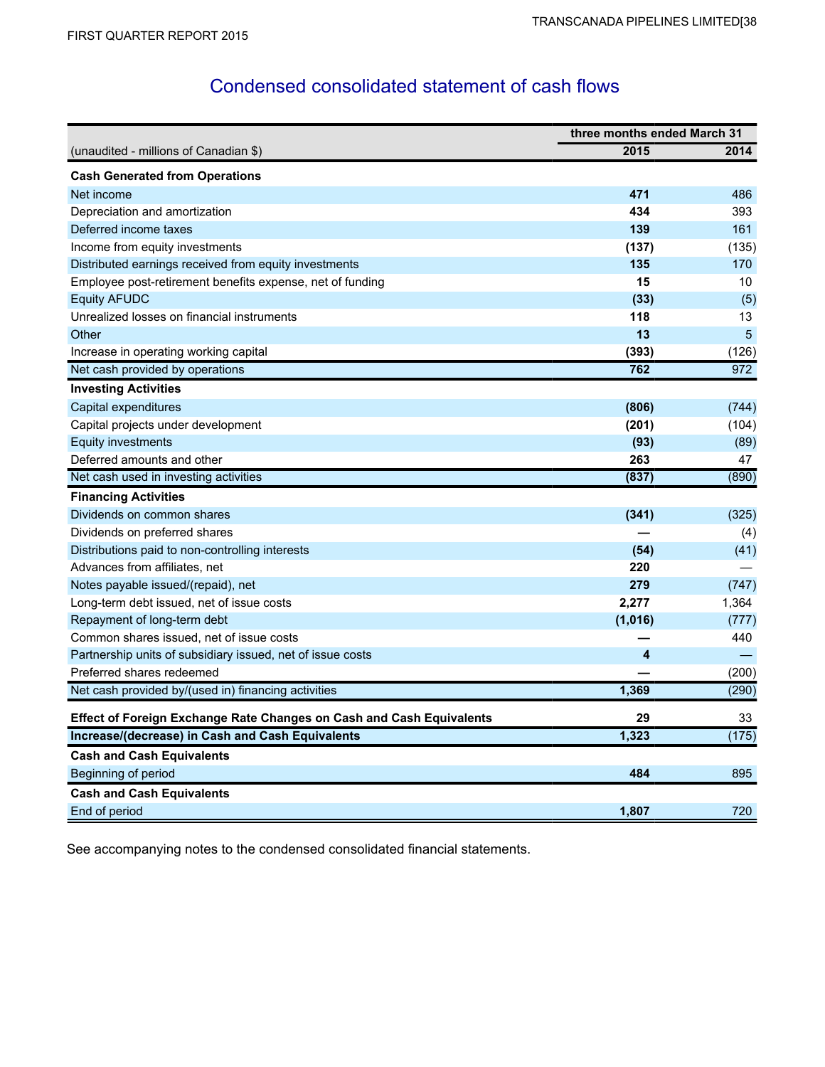# Condensed consolidated statement of cash flows

| (unaudited - millions of Canadian $) | three months ended March 31 | |
|---|---|---|
| | **2015** | **2014** |
| **Cash Generated from Operations** | | |
| Net income | **471** | 486 |
| Depreciation and amortization | **434** | 393 |
| Deferred income taxes | **139** | 161 |
| Income from equity investments | **(137)** | (135) |
| Distributed earnings received from equity investments | **135** | 170 |
| Employee post-retirement benefits expense, net of funding | **15** | 10 |
| Equity AFUDC | **(33)** | (5) |
| Unrealized losses on financial instruments | **118** | 13 |
| Other | **13** | 5 |
| Increase in operating working capital | **(393)** | (126) |
| Net cash provided by operations | **762** | 972 |
| **Investing Activities** | | |
| Capital expenditures | **(806)** | (744) |
| Capital projects under development | **(201)** | (104) |
| Equity investments | **(93)** | (89) |
| Deferred amounts and other | **263** | 47 |
| Net cash used in investing activities | **(837)** | (890) |
| **Financing Activities** | | |
| Dividends on common shares | **(341)** | (325) |
| Dividends on preferred shares | **—** | (4) |
| Distributions paid to non-controlling interests | **(54)** | (41) |
| Advances from affiliates, net | **220** | — |
| Notes payable issued/(repaid), net | **279** | (747) |
| Long-term debt issued, net of issue costs | **2,277** | 1,364 |
| Repayment of long-term debt | **(1,016)** | (777) |
| Common shares issued, net of issue costs | **—** | 440 |
| Partnership units of subsidiary issued, net of issue costs | **4** | — |
| Preferred shares redeemed | **—** | (200) |
| Net cash provided by/(used in) financing activities | **1,369** | (290) |
| **Effect of Foreign Exchange Rate Changes on Cash and Cash Equivalents** | **29** | 33 |
| **Increase/(decrease) in Cash and Cash Equivalents** | **1,323** | (175) |
| **Cash and Cash Equivalents** | | |
| Beginning of period | **484** | 895 |
| **Cash and Cash Equivalents** | | |
| End of period | **1,807** | 720 |

See accompanying notes to the condensed consolidated financial statements.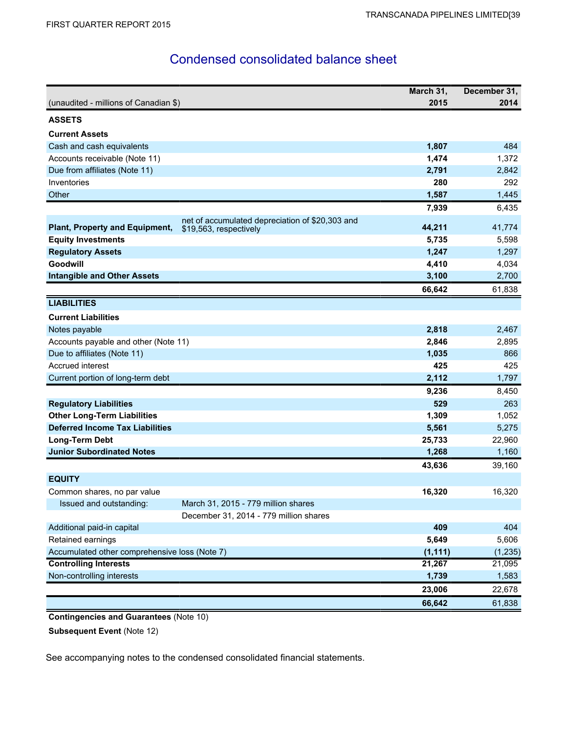# Condensed consolidated balance sheet

| (unaudited - millions of Canadian $) | | March 31, 2015 | December 31, 2014 |
|---|---|---|---|
| **ASSETS** | | | |
| **Current Assets** | | | |
| Cash and cash equivalents | | **1,807** | 484 |
| Accounts receivable (Note 11) | | **1,474** | 1,372 |
| Due from affiliates (Note 11) | | **2,791** | 2,842 |
| Inventories | | **280** | 292 |
| Other | | **1,587** | 1,445 |
| | | **7,939** | 6,435 |
| **Plant, Property and Equipment,** | net of accumulated depreciation of $20,303 and $19,563, respectively | **44,211** | 41,774 |
| **Equity Investments** | | **5,735** | 5,598 |
| **Regulatory Assets** | | **1,247** | 1,297 |
| **Goodwill** | | **4,410** | 4,034 |
| **Intangible and Other Assets** | | **3,100** | 2,700 |
| | | **66,642** | 61,838 |
| **LIABILITIES** | | | |
| **Current Liabilities** | | | |
| Notes payable | | **2,818** | 2,467 |
| Accounts payable and other (Note 11) | | **2,846** | 2,895 |
| Due to affiliates (Note 11) | | **1,035** | 866 |
| Accrued interest | | **425** | 425 |
| Current portion of long-term debt | | **2,112** | 1,797 |
| | | **9,236** | 8,450 |
| **Regulatory Liabilities** | | **529** | 263 |
| **Other Long-Term Liabilities** | | **1,309** | 1,052 |
| **Deferred Income Tax Liabilities** | | **5,561** | 5,275 |
| **Long-Term Debt** | | **25,733** | 22,960 |
| **Junior Subordinated Notes** | | **1,268** | 1,160 |
| | | **43,636** | 39,160 |
| **EQUITY** | | | |
| Common shares, no par value | | **16,320** | 16,320 |
| Issued and outstanding: | March 31, 2015 - 779 million shares | | |
| | December 31, 2014 - 779 million shares | | |
| Additional paid-in capital | | **409** | 404 |
| Retained earnings | | **5,649** | 5,606 |
| Accumulated other comprehensive loss (Note 7) | | **(1,111)** | (1,235) |
| **Controlling Interests** | | **21,267** | 21,095 |
| Non-controlling interests | | **1,739** | 1,583 |
| | | **23,006** | 22,678 |
| | | **66,642** | 61,838 |

**Contingencies and Guarantees** (Note 10)

**Subsequent Event** (Note 12)

See accompanying notes to the condensed consolidated financial statements.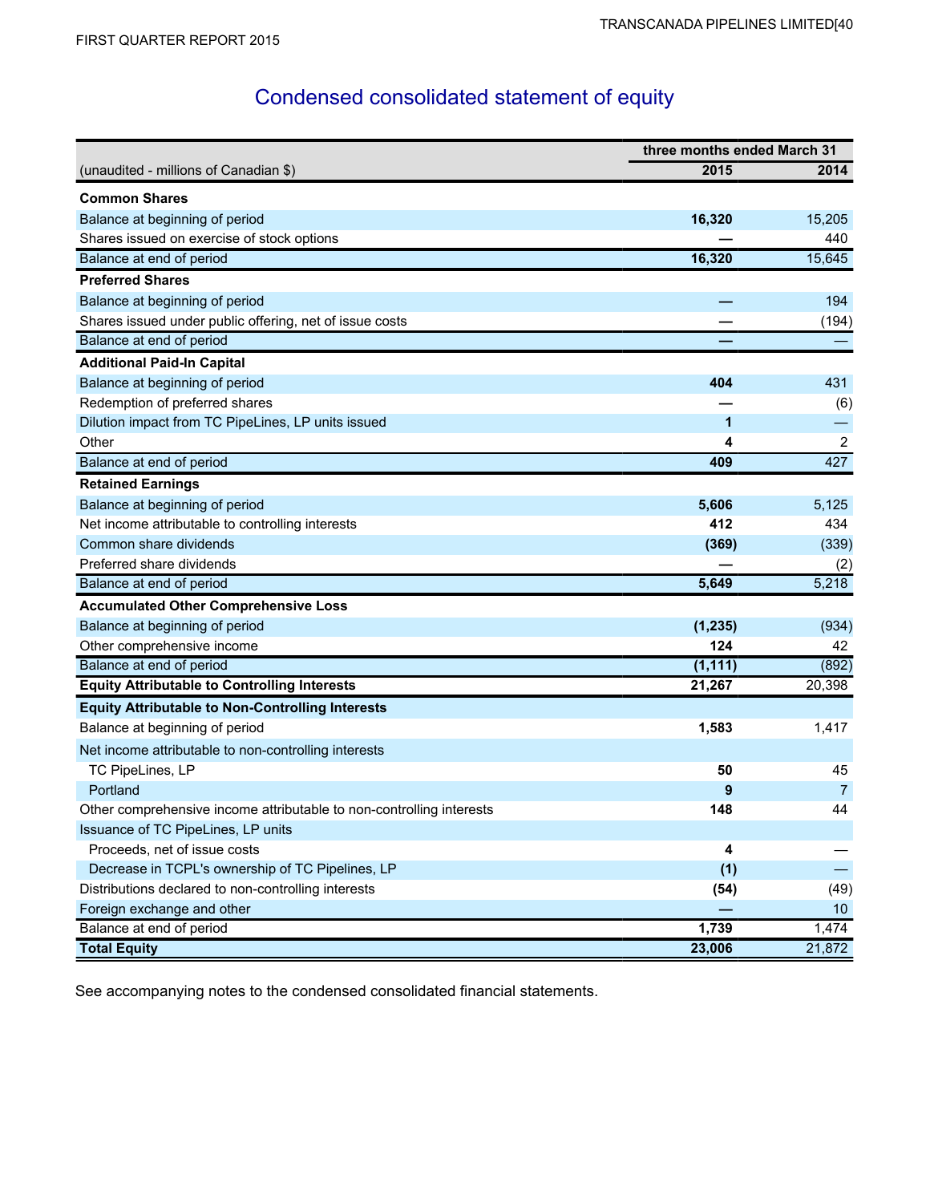# Condensed consolidated statement of equity

| (unaudited - millions of Canadian $) | three months ended March 31 2015 | 2014 |
|---|---|---|
| **Common Shares** | | |
| Balance at beginning of period | **16,320** | 15,205 |
| Shares issued on exercise of stock options | **—** | 440 |
| Balance at end of period | **16,320** | 15,645 |
| **Preferred Shares** | | |
| Balance at beginning of period | **—** | 194 |
| Shares issued under public offering, net of issue costs | **—** | (194) |
| Balance at end of period | **—** | — |
| **Additional Paid-In Capital** | | |
| Balance at beginning of period | **404** | 431 |
| Redemption of preferred shares | **—** | (6) |
| Dilution impact from TC PipeLines, LP units issued | **1** | — |
| Other | **4** | 2 |
| Balance at end of period | **409** | 427 |
| **Retained Earnings** | | |
| Balance at beginning of period | **5,606** | 5,125 |
| Net income attributable to controlling interests | **412** | 434 |
| Common share dividends | **(369)** | (339) |
| Preferred share dividends | **—** | (2) |
| Balance at end of period | **5,649** | 5,218 |
| **Accumulated Other Comprehensive Loss** | | |
| Balance at beginning of period | **(1,235)** | (934) |
| Other comprehensive income | **124** | 42 |
| Balance at end of period | **(1,111)** | (892) |
| **Equity Attributable to Controlling Interests** | **21,267** | 20,398 |
| **Equity Attributable to Non-Controlling Interests** | | |
| Balance at beginning of period | **1,583** | 1,417 |
| Net income attributable to non-controlling interests | | |
| TC PipeLines, LP | **50** | 45 |
| Portland | **9** | 7 |
| Other comprehensive income attributable to non-controlling interests | **148** | 44 |
| Issuance of TC PipeLines, LP units | | |
| Proceeds, net of issue costs | **4** | — |
| Decrease in TCPL's ownership of TC Pipelines, LP | **(1)** | — |
| Distributions declared to non-controlling interests | **(54)** | (49) |
| Foreign exchange and other | **—** | 10 |
| Balance at end of period | **1,739** | 1,474 |
| **Total Equity** | **23,006** | 21,872 |

See accompanying notes to the condensed consolidated financial statements.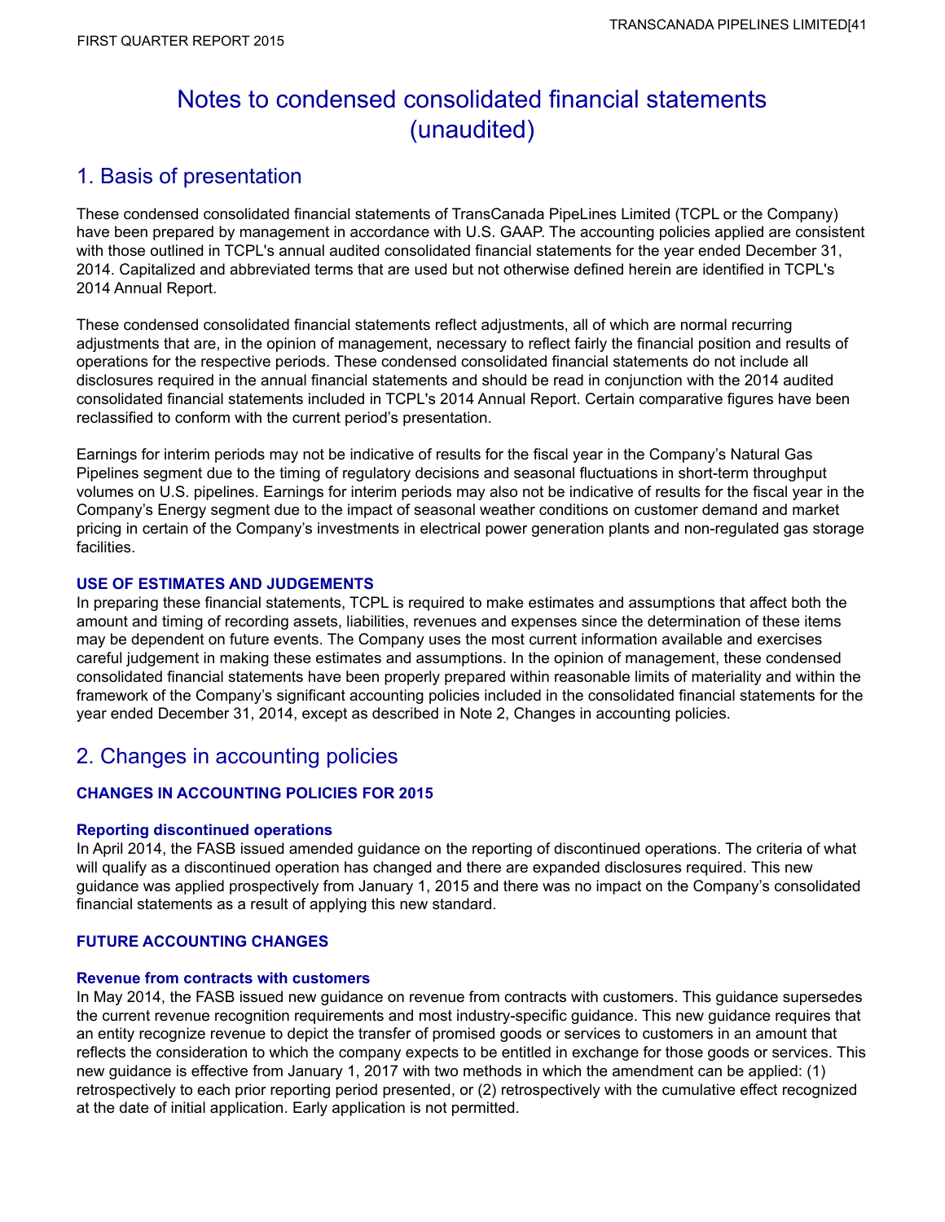# Notes to condensed consolidated financial statements (unaudited)

## 1. Basis of presentation

These condensed consolidated financial statements of TransCanada PipeLines Limited (TCPL or the Company) have been prepared by management in accordance with U.S. GAAP. The accounting policies applied are consistent with those outlined in TCPL's annual audited consolidated financial statements for the year ended December 31, 2014. Capitalized and abbreviated terms that are used but not otherwise defined herein are identified in TCPL's 2014 Annual Report.

These condensed consolidated financial statements reflect adjustments, all of which are normal recurring adjustments that are, in the opinion of management, necessary to reflect fairly the financial position and results of operations for the respective periods. These condensed consolidated financial statements do not include all disclosures required in the annual financial statements and should be read in conjunction with the 2014 audited consolidated financial statements included in TCPL's 2014 Annual Report. Certain comparative figures have been reclassified to conform with the current period's presentation.

Earnings for interim periods may not be indicative of results for the fiscal year in the Company's Natural Gas Pipelines segment due to the timing of regulatory decisions and seasonal fluctuations in short-term throughput volumes on U.S. pipelines. Earnings for interim periods may also not be indicative of results for the fiscal year in the Company's Energy segment due to the impact of seasonal weather conditions on customer demand and market pricing in certain of the Company's investments in electrical power generation plants and non-regulated gas storage facilities.

### USE OF ESTIMATES AND JUDGEMENTS

In preparing these financial statements, TCPL is required to make estimates and assumptions that affect both the amount and timing of recording assets, liabilities, revenues and expenses since the determination of these items may be dependent on future events. The Company uses the most current information available and exercises careful judgement in making these estimates and assumptions. In the opinion of management, these condensed consolidated financial statements have been properly prepared within reasonable limits of materiality and within the framework of the Company's significant accounting policies included in the consolidated financial statements for the year ended December 31, 2014, except as described in Note 2, Changes in accounting policies.

## 2. Changes in accounting policies

### CHANGES IN ACCOUNTING POLICIES FOR 2015

#### Reporting discontinued operations

In April 2014, the FASB issued amended guidance on the reporting of discontinued operations. The criteria of what will qualify as a discontinued operation has changed and there are expanded disclosures required. This new guidance was applied prospectively from January 1, 2015 and there was no impact on the Company's consolidated financial statements as a result of applying this new standard.

### FUTURE ACCOUNTING CHANGES

#### Revenue from contracts with customers

In May 2014, the FASB issued new guidance on revenue from contracts with customers. This guidance supersedes the current revenue recognition requirements and most industry-specific guidance. This new guidance requires that an entity recognize revenue to depict the transfer of promised goods or services to customers in an amount that reflects the consideration to which the company expects to be entitled in exchange for those goods or services. This new guidance is effective from January 1, 2017 with two methods in which the amendment can be applied: (1) retrospectively to each prior reporting period presented, or (2) retrospectively with the cumulative effect recognized at the date of initial application. Early application is not permitted.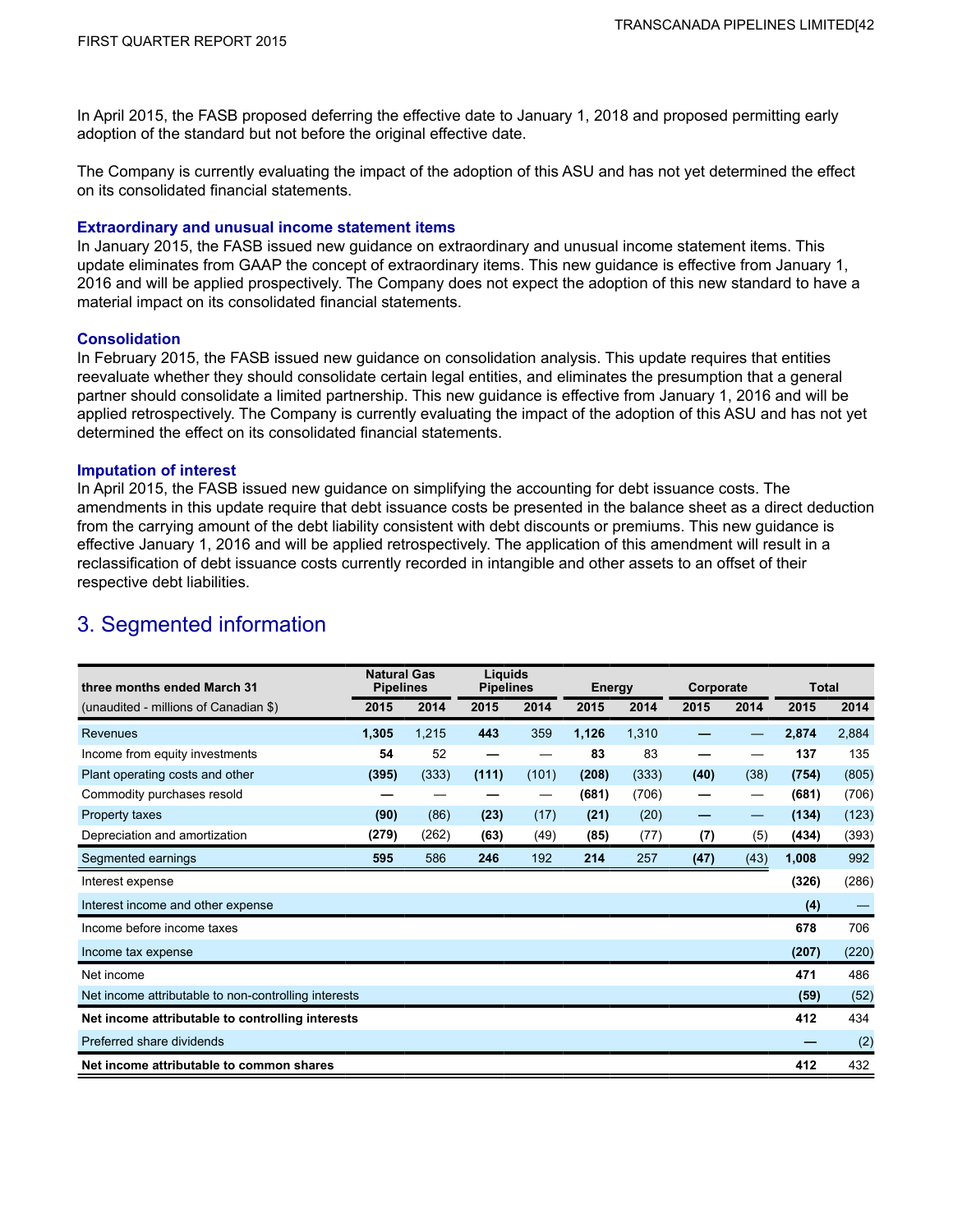In April 2015, the FASB proposed deferring the effective date to January 1, 2018 and proposed permitting early adoption of the standard but not before the original effective date.

The Company is currently evaluating the impact of the adoption of this ASU and has not yet determined the effect on its consolidated financial statements.

### Extraordinary and unusual income statement items

In January 2015, the FASB issued new guidance on extraordinary and unusual income statement items. This update eliminates from GAAP the concept of extraordinary items. This new guidance is effective from January 1, 2016 and will be applied prospectively. The Company does not expect the adoption of this new standard to have a material impact on its consolidated financial statements.

### Consolidation

In February 2015, the FASB issued new guidance on consolidation analysis. This update requires that entities reevaluate whether they should consolidate certain legal entities, and eliminates the presumption that a general partner should consolidate a limited partnership. This new guidance is effective from January 1, 2016 and will be applied retrospectively. The Company is currently evaluating the impact of the adoption of this ASU and has not yet determined the effect on its consolidated financial statements.

### Imputation of interest

In April 2015, the FASB issued new guidance on simplifying the accounting for debt issuance costs. The amendments in this update require that debt issuance costs be presented in the balance sheet as a direct deduction from the carrying amount of the debt liability consistent with debt discounts or premiums. This new guidance is effective January 1, 2016 and will be applied retrospectively. The application of this amendment will result in a reclassification of debt issuance costs currently recorded in intangible and other assets to an offset of their respective debt liabilities.

## 3. Segmented information

| three months ended March 31 | Natural Gas Pipelines | | Liquids Pipelines | | Energy | | Corporate | | Total | |
|---|---|---|---|---|---|---|---|---|---|---|
| (unaudited - millions of Canadian $) | 2015 | 2014 | 2015 | 2014 | 2015 | 2014 | 2015 | 2014 | 2015 | 2014 |
| Revenues | **1,305** | 1,215 | **443** | 359 | **1,126** | 1,310 | **—** | — | **2,874** | 2,884 |
| Income from equity investments | **54** | 52 | **—** | — | **83** | 83 | **—** | — | **137** | 135 |
| Plant operating costs and other | **(395)** | (333) | **(111)** | (101) | **(208)** | (333) | **(40)** | (38) | **(754)** | (805) |
| Commodity purchases resold | **—** | — | **—** | — | **(681)** | (706) | **—** | — | **(681)** | (706) |
| Property taxes | **(90)** | (86) | **(23)** | (17) | **(21)** | (20) | **—** | — | **(134)** | (123) |
| Depreciation and amortization | **(279)** | (262) | **(63)** | (49) | **(85)** | (77) | **(7)** | (5) | **(434)** | (393) |
| Segmented earnings | **595** | 586 | **246** | 192 | **214** | 257 | **(47)** | (43) | **1,008** | 992 |
| Interest expense | | | | | | | | | **(326)** | (286) |
| Interest income and other expense | | | | | | | | | **(4)** | — |
| Income before income taxes | | | | | | | | | **678** | 706 |
| Income tax expense | | | | | | | | | **(207)** | (220) |
| Net income | | | | | | | | | **471** | 486 |
| Net income attributable to non-controlling interests | | | | | | | | | **(59)** | (52) |
| **Net income attributable to controlling interests** | | | | | | | | | **412** | 434 |
| Preferred share dividends | | | | | | | | | **—** | (2) |
| **Net income attributable to common shares** | | | | | | | | | **412** | 432 |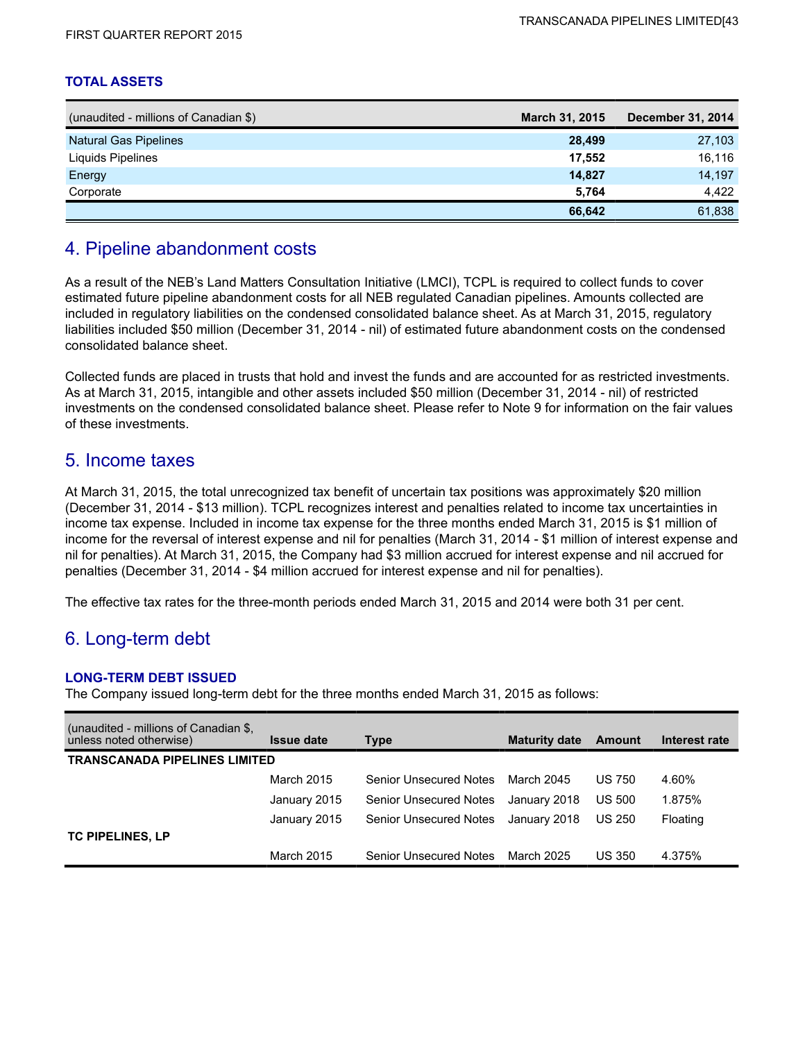### TOTAL ASSETS

| (unaudited - millions of Canadian $) | March 31, 2015 | December 31, 2014 |
|---|---|---|
| Natural Gas Pipelines | **28,499** | 27,103 |
| Liquids Pipelines | **17,552** | 16,116 |
| Energy | **14,827** | 14,197 |
| Corporate | **5,764** | 4,422 |
| | **66,642** | 61,838 |

## 4. Pipeline abandonment costs

As a result of the NEB's Land Matters Consultation Initiative (LMCI), TCPL is required to collect funds to cover estimated future pipeline abandonment costs for all NEB regulated Canadian pipelines. Amounts collected are included in regulatory liabilities on the condensed consolidated balance sheet. As at March 31, 2015, regulatory liabilities included $50 million (December 31, 2014 - nil) of estimated future abandonment costs on the condensed consolidated balance sheet.

Collected funds are placed in trusts that hold and invest the funds and are accounted for as restricted investments. As at March 31, 2015, intangible and other assets included $50 million (December 31, 2014 - nil) of restricted investments on the condensed consolidated balance sheet. Please refer to Note 9 for information on the fair values of these investments.

## 5. Income taxes

At March 31, 2015, the total unrecognized tax benefit of uncertain tax positions was approximately $20 million (December 31, 2014 - $13 million). TCPL recognizes interest and penalties related to income tax uncertainties in income tax expense. Included in income tax expense for the three months ended March 31, 2015 is $1 million of income for the reversal of interest expense and nil for penalties (March 31, 2014 - $1 million of interest expense and nil for penalties). At March 31, 2015, the Company had $3 million accrued for interest expense and nil accrued for penalties (December 31, 2014 - $4 million accrued for interest expense and nil for penalties).

The effective tax rates for the three-month periods ended March 31, 2015 and 2014 were both 31 per cent.

## 6. Long-term debt

### LONG-TERM DEBT ISSUED

The Company issued long-term debt for the three months ended March 31, 2015 as follows:

| (unaudited - millions of Canadian $, unless noted otherwise) | Issue date | Type | Maturity date | Amount | Interest rate |
|---|---|---|---|---|---|
| **TRANSCANADA PIPELINES LIMITED** | | | | | |
| | March 2015 | Senior Unsecured Notes | March 2045 | US 750 | 4.60% |
| | January 2015 | Senior Unsecured Notes | January 2018 | US 500 | 1.875% |
| | January 2015 | Senior Unsecured Notes | January 2018 | US 250 | Floating |
| **TC PIPELINES, LP** | | | | | |
| | March 2015 | Senior Unsecured Notes | March 2025 | US 350 | 4.375% |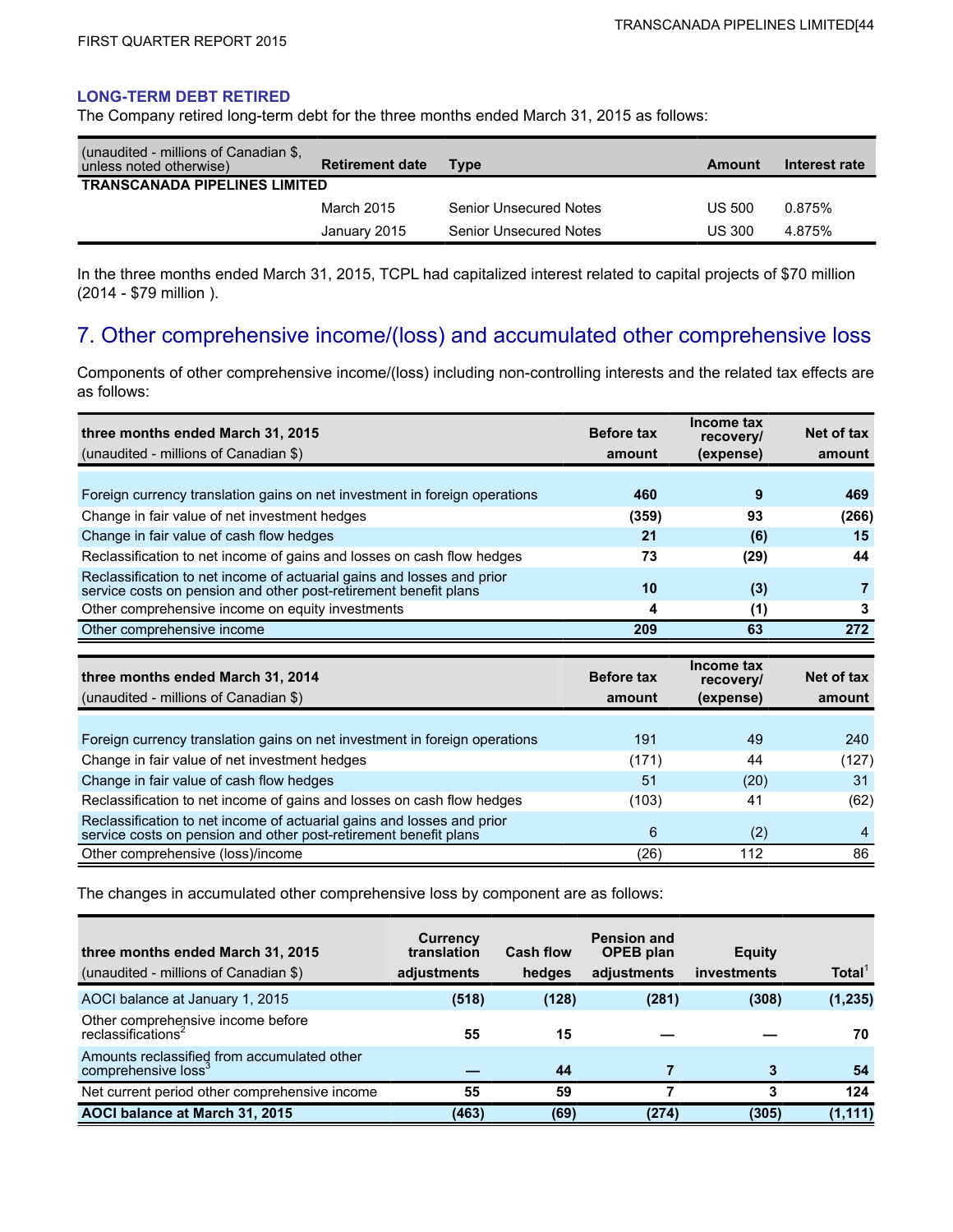### LONG-TERM DEBT RETIRED

The Company retired long-term debt for the three months ended March 31, 2015 as follows:

| (unaudited - millions of Canadian $, unless noted otherwise) | Retirement date | Type | Amount | Interest rate |
|---|---|---|---|---|
| **TRANSCANADA PIPELINES LIMITED** | | | | |
| | March 2015 | Senior Unsecured Notes | US 500 | 0.875% |
| | January 2015 | Senior Unsecured Notes | US 300 | 4.875% |

In the three months ended March 31, 2015, TCPL had capitalized interest related to capital projects of $70 million (2014 - $79 million ).

## 7. Other comprehensive income/(loss) and accumulated other comprehensive loss

Components of other comprehensive income/(loss) including non-controlling interests and the related tax effects are as follows:

| three months ended March 31, 2015<br>(unaudited - millions of Canadian $) | Before tax amount | Income tax recovery/ (expense) | Net of tax amount |
|---|---|---|---|
| Foreign currency translation gains on net investment in foreign operations | **460** | **9** | **469** |
| Change in fair value of net investment hedges | **(359)** | **93** | **(266)** |
| Change in fair value of cash flow hedges | **21** | **(6)** | **15** |
| Reclassification to net income of gains and losses on cash flow hedges | **73** | **(29)** | **44** |
| Reclassification to net income of actuarial gains and losses and prior service costs on pension and other post-retirement benefit plans | **10** | **(3)** | **7** |
| Other comprehensive income on equity investments | **4** | **(1)** | **3** |
| Other comprehensive income | **209** | **63** | **272** |

| three months ended March 31, 2014<br>(unaudited - millions of Canadian $) | Before tax amount | Income tax recovery/ (expense) | Net of tax amount |
|---|---|---|---|
| Foreign currency translation gains on net investment in foreign operations | 191 | 49 | 240 |
| Change in fair value of net investment hedges | (171) | 44 | (127) |
| Change in fair value of cash flow hedges | 51 | (20) | 31 |
| Reclassification to net income of gains and losses on cash flow hedges | (103) | 41 | (62) |
| Reclassification to net income of actuarial gains and losses and prior service costs on pension and other post-retirement benefit plans | 6 | (2) | 4 |
| Other comprehensive (loss)/income | (26) | 112 | 86 |

The changes in accumulated other comprehensive loss by component are as follows:

| three months ended March 31, 2015<br>(unaudited - millions of Canadian $) | Currency translation adjustments | Cash flow hedges | Pension and OPEB plan adjustments | Equity investments | Total[1] |
|---|---|---|---|---|---|
| AOCI balance at January 1, 2015 | **(518)** | **(128)** | **(281)** | **(308)** | **(1,235)** |
| Other comprehensive income before reclassifications[2] | **55** | **15** | **—** | **—** | **70** |
| Amounts reclassified from accumulated other comprehensive loss[3] | **—** | **44** | **7** | **3** | **54** |
| Net current period other comprehensive income | **55** | **59** | **7** | **3** | **124** |
| **AOCI balance at March 31, 2015** | **(463)** | **(69)** | **(274)** | **(305)** | **(1,111)** |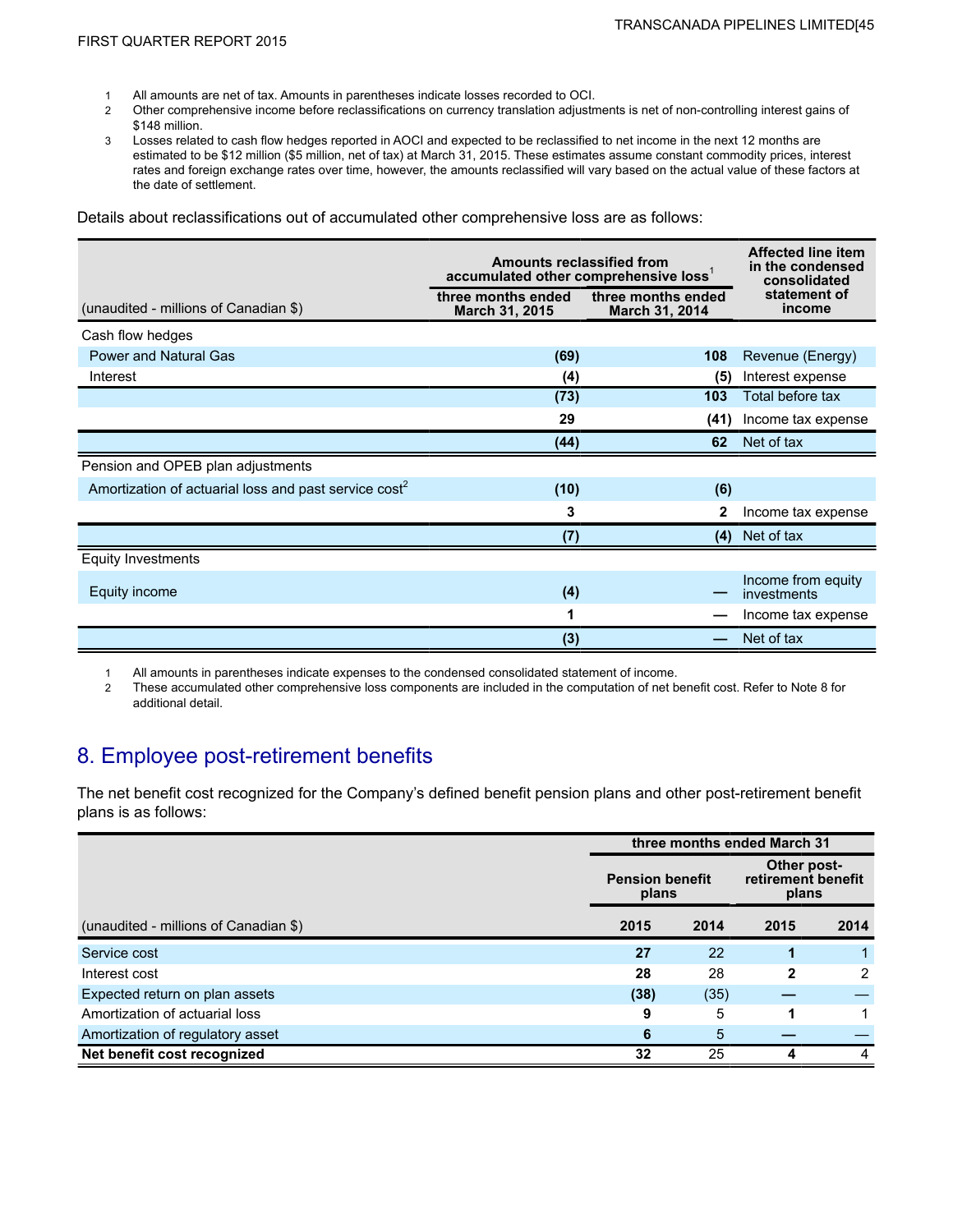1 All amounts are net of tax. Amounts in parentheses indicate losses recorded to OCI.
2 Other comprehensive income before reclassifications on currency translation adjustments is net of non-controlling interest gains of $148 million.
3 Losses related to cash flow hedges reported in AOCI and expected to be reclassified to net income in the next 12 months are estimated to be $12 million ($5 million, net of tax) at March 31, 2015. These estimates assume constant commodity prices, interest rates and foreign exchange rates over time, however, the amounts reclassified will vary based on the actual value of these factors at the date of settlement.

Details about reclassifications out of accumulated other comprehensive loss are as follows:

| (unaudited - millions of Canadian $) | Amounts reclassified from accumulated other comprehensive loss[1] three months ended March 31, 2015 | three months ended March 31, 2014 | Affected line item in the condensed consolidated statement of income |
|---|---|---|---|
| Cash flow hedges | | | |
| Power and Natural Gas | **(69)** | 108 | Revenue (Energy) |
| Interest | **(4)** | (5) | Interest expense |
| | **(73)** | 103 | Total before tax |
| | **29** | (41) | Income tax expense |
| | **(44)** | 62 | Net of tax |
| Pension and OPEB plan adjustments | | | |
| Amortization of actuarial loss and past service cost[2] | **(10)** | (6) | |
| | **3** | 2 | Income tax expense |
| | **(7)** | (4) | Net of tax |
| Equity Investments | | | |
| Equity income | **(4)** | — | Income from equity investments |
| | **1** | — | Income tax expense |
| | **(3)** | — | Net of tax |

1 All amounts in parentheses indicate expenses to the condensed consolidated statement of income.
2 These accumulated other comprehensive loss components are included in the computation of net benefit cost. Refer to Note 8 for additional detail.

## 8. Employee post-retirement benefits

The net benefit cost recognized for the Company's defined benefit pension plans and other post-retirement benefit plans is as follows:

| | three months ended March 31 | | | |
|---|---|---|---|---|
| | Pension benefit plans | | Other post-retirement benefit plans | |
| (unaudited - millions of Canadian $) | 2015 | 2014 | 2015 | 2014 |
| Service cost | **27** | 22 | **1** | 1 |
| Interest cost | **28** | 28 | **2** | 2 |
| Expected return on plan assets | **(38)** | (35) | **—** | — |
| Amortization of actuarial loss | **9** | 5 | **1** | 1 |
| Amortization of regulatory asset | **6** | 5 | **—** | — |
| **Net benefit cost recognized** | **32** | 25 | **4** | 4 |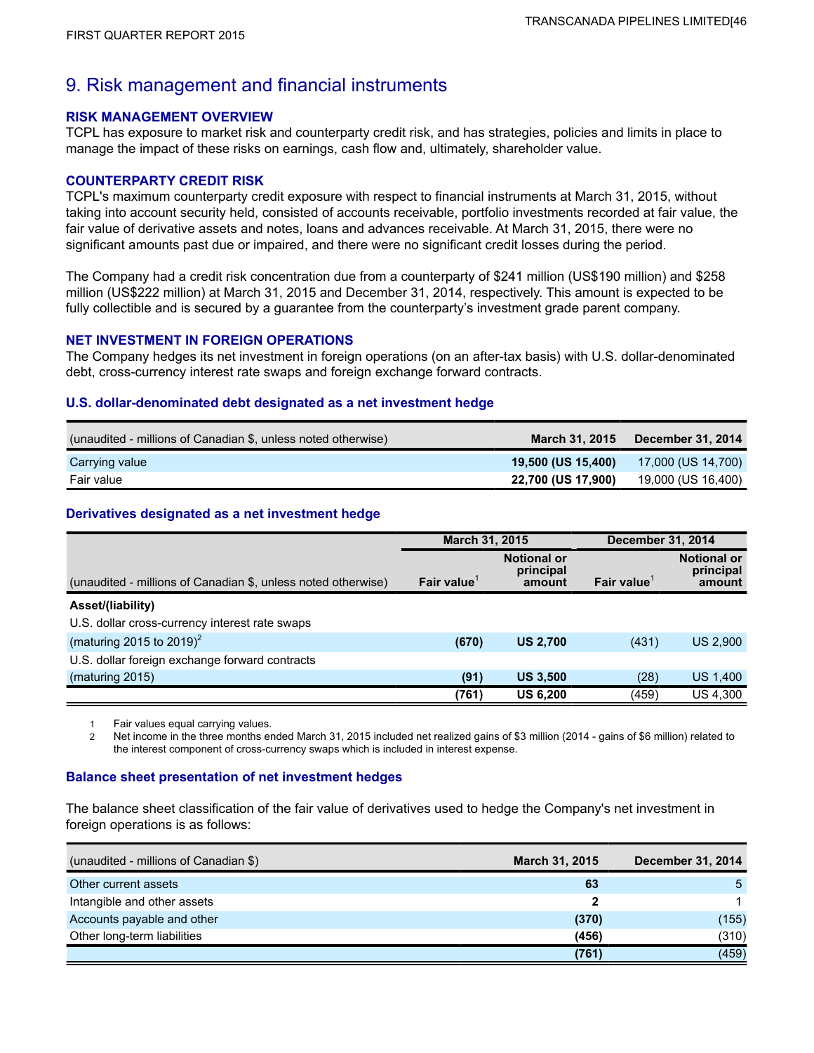# 9. Risk management and financial instruments

### RISK MANAGEMENT OVERVIEW

TCPL has exposure to market risk and counterparty credit risk, and has strategies, policies and limits in place to manage the impact of these risks on earnings, cash flow and, ultimately, shareholder value.

### COUNTERPARTY CREDIT RISK

TCPL's maximum counterparty credit exposure with respect to financial instruments at March 31, 2015, without taking into account security held, consisted of accounts receivable, portfolio investments recorded at fair value, the fair value of derivative assets and notes, loans and advances receivable. At March 31, 2015, there were no significant amounts past due or impaired, and there were no significant credit losses during the period.

The Company had a credit risk concentration due from a counterparty of $241 million (US$190 million) and $258 million (US$222 million) at March 31, 2015 and December 31, 2014, respectively. This amount is expected to be fully collectible and is secured by a guarantee from the counterparty's investment grade parent company.

### NET INVESTMENT IN FOREIGN OPERATIONS

The Company hedges its net investment in foreign operations (on an after-tax basis) with U.S. dollar-denominated debt, cross-currency interest rate swaps and foreign exchange forward contracts.

#### U.S. dollar-denominated debt designated as a net investment hedge

| (unaudited - millions of Canadian $, unless noted otherwise) | March 31, 2015 | December 31, 2014 |
|---|---|---|
| Carrying value | **19,500 (US 15,400)** | 17,000 (US 14,700) |
| Fair value | **22,700 (US 17,900)** | 19,000 (US 16,400) |

#### Derivatives designated as a net investment hedge

| | March 31, 2015 | | December 31, 2014 | |
|---|---|---|---|---|
| (unaudited - millions of Canadian $, unless noted otherwise) | Fair value[1] | Notional or principal amount | Fair value[1] | Notional or principal amount |
| **Asset/(liability)** | | | | |
| U.S. dollar cross-currency interest rate swaps | | | | |
| (maturing 2015 to 2019)[2] | **(670)** | **US 2,700** | (431) | US 2,900 |
| U.S. dollar foreign exchange forward contracts | | | | |
| (maturing 2015) | **(91)** | **US 3,500** | (28) | US 1,400 |
| | **(761)** | **US 6,200** | (459) | US 4,300 |

1 Fair values equal carrying values.

2 Net income in the three months ended March 31, 2015 included net realized gains of $3 million (2014 - gains of $6 million) related to the interest component of cross-currency swaps which is included in interest expense.

#### Balance sheet presentation of net investment hedges

The balance sheet classification of the fair value of derivatives used to hedge the Company's net investment in foreign operations is as follows:

| (unaudited - millions of Canadian $) | March 31, 2015 | December 31, 2014 |
|---|---|---|
| Other current assets | **63** | 5 |
| Intangible and other assets | **2** | 1 |
| Accounts payable and other | **(370)** | (155) |
| Other long-term liabilities | **(456)** | (310) |
| | **(761)** | (459) |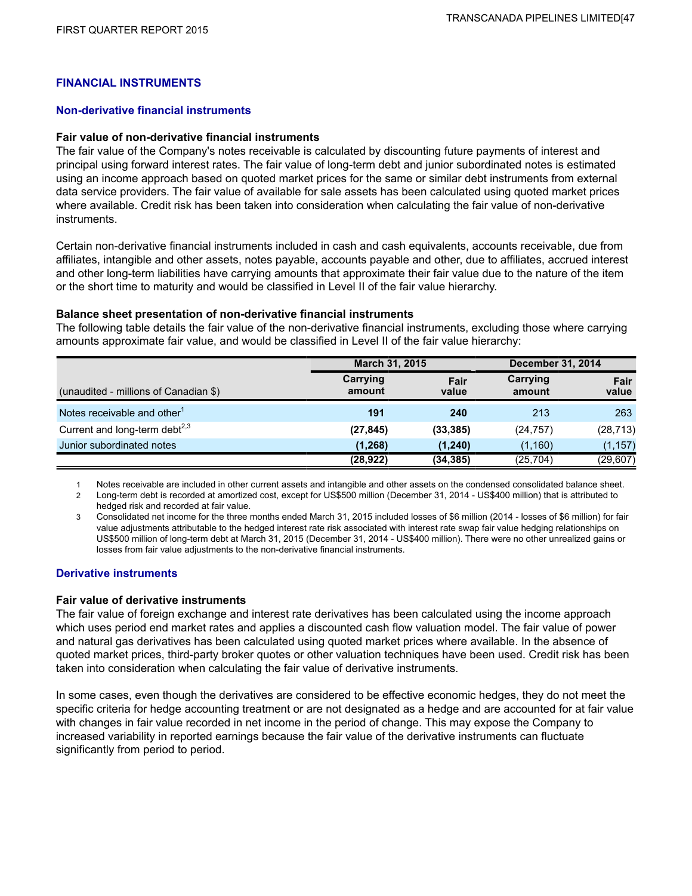## FINANCIAL INSTRUMENTS

### Non-derivative financial instruments

**Fair value of non-derivative financial instruments**

The fair value of the Company's notes receivable is calculated by discounting future payments of interest and principal using forward interest rates. The fair value of long-term debt and junior subordinated notes is estimated using an income approach based on quoted market prices for the same or similar debt instruments from external data service providers. The fair value of available for sale assets has been calculated using quoted market prices where available. Credit risk has been taken into consideration when calculating the fair value of non-derivative instruments.

Certain non-derivative financial instruments included in cash and cash equivalents, accounts receivable, due from affiliates, intangible and other assets, notes payable, accounts payable and other, due to affiliates, accrued interest and other long-term liabilities have carrying amounts that approximate their fair value due to the nature of the item or the short time to maturity and would be classified in Level II of the fair value hierarchy.

**Balance sheet presentation of non-derivative financial instruments**

The following table details the fair value of the non-derivative financial instruments, excluding those where carrying amounts approximate fair value, and would be classified in Level II of the fair value hierarchy:

| (unaudited - millions of Canadian $) | March 31, 2015 | | December 31, 2014 | |
|---|---|---|---|---|
| | Carrying amount | Fair value | Carrying amount | Fair value |
| Notes receivable and other[1] | **191** | **240** | 213 | 263 |
| Current and long-term debt[2,3] | **(27,845)** | **(33,385)** | (24,757) | (28,713) |
| Junior subordinated notes | **(1,268)** | **(1,240)** | (1,160) | (1,157) |
| | **(28,922)** | **(34,385)** | (25,704) | (29,607) |

1 Notes receivable are included in other current assets and intangible and other assets on the condensed consolidated balance sheet.

2 Long-term debt is recorded at amortized cost, except for US$500 million (December 31, 2014 - US$400 million) that is attributed to hedged risk and recorded at fair value.

3 Consolidated net income for the three months ended March 31, 2015 included losses of $6 million (2014 - losses of $6 million) for fair value adjustments attributable to the hedged interest rate risk associated with interest rate swap fair value hedging relationships on US$500 million of long-term debt at March 31, 2015 (December 31, 2014 - US$400 million). There were no other unrealized gains or losses from fair value adjustments to the non-derivative financial instruments.

### Derivative instruments

**Fair value of derivative instruments**

The fair value of foreign exchange and interest rate derivatives has been calculated using the income approach which uses period end market rates and applies a discounted cash flow valuation model. The fair value of power and natural gas derivatives has been calculated using quoted market prices where available. In the absence of quoted market prices, third-party broker quotes or other valuation techniques have been used. Credit risk has been taken into consideration when calculating the fair value of derivative instruments.

In some cases, even though the derivatives are considered to be effective economic hedges, they do not meet the specific criteria for hedge accounting treatment or are not designated as a hedge and are accounted for at fair value with changes in fair value recorded in net income in the period of change. This may expose the Company to increased variability in reported earnings because the fair value of the derivative instruments can fluctuate significantly from period to period.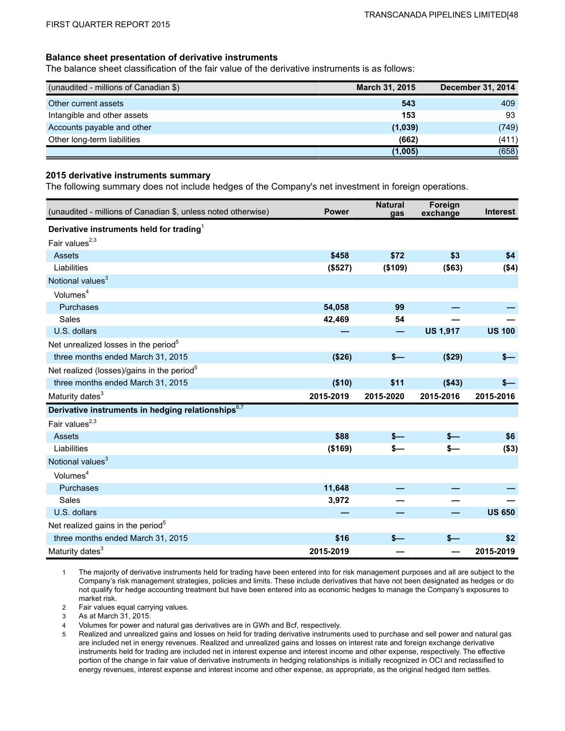### Balance sheet presentation of derivative instruments

The balance sheet classification of the fair value of the derivative instruments is as follows:

| (unaudited - millions of Canadian $) | March 31, 2015 | December 31, 2014 |
|---|---|---|
| Other current assets | **543** | 409 |
| Intangible and other assets | **153** | 93 |
| Accounts payable and other | **(1,039)** | (749) |
| Other long-term liabilities | **(662)** | (411) |
| | **(1,005)** | (658) |

### 2015 derivative instruments summary

The following summary does not include hedges of the Company's net investment in foreign operations.

| (unaudited - millions of Canadian $, unless noted otherwise) | Power | Natural gas | Foreign exchange | Interest |
|---|---|---|---|---|
| **Derivative instruments held for trading**[1] | | | | |
| Fair values[2,3] | | | | |
| Assets | **$458** | **$72** | **$3** | **$4** |
| Liabilities | **($527)** | **($109)** | **($63)** | **($4)** |
| Notional values[3] | | | | |
| Volumes[4] | | | | |
| Purchases | **54,058** | **99** | **—** | **—** |
| Sales | **42,469** | **54** | **—** | **—** |
| U.S. dollars | **—** | **—** | **US 1,917** | **US 100** |
| Net unrealized losses in the period[5] | | | | |
| three months ended March 31, 2015 | **($26)** | **$—** | **($29)** | **$—** |
| Net realized (losses)/gains in the period[5] | | | | |
| three months ended March 31, 2015 | **($10)** | **$11** | **($43)** | **$—** |
| Maturity dates[3] | **2015-2019** | **2015-2020** | **2015-2016** | **2015-2016** |
| **Derivative instruments in hedging relationships**[6,7] | | | | |
| Fair values[2,3] | | | | |
| Assets | **$88** | **$—** | **$—** | **$6** |
| Liabilities | **($169)** | **$—** | **$—** | **($3)** |
| Notional values[3] | | | | |
| Volumes[4] | | | | |
| Purchases | **11,648** | **—** | **—** | **—** |
| Sales | **3,972** | **—** | **—** | **—** |
| U.S. dollars | **—** | **—** | **—** | **US 650** |
| Net realized gains in the period[5] | | | | |
| three months ended March 31, 2015 | **$16** | **$—** | **$—** | **$2** |
| Maturity dates[3] | **2015-2019** | **—** | **—** | **2015-2019** |

1. The majority of derivative instruments held for trading have been entered into for risk management purposes and all are subject to the Company's risk management strategies, policies and limits. These include derivatives that have not been designated as hedges or do not qualify for hedge accounting treatment but have been entered into as economic hedges to manage the Company's exposures to market risk.
2. Fair values equal carrying values.
3. As at March 31, 2015.
4. Volumes for power and natural gas derivatives are in GWh and Bcf, respectively.
5. Realized and unrealized gains and losses on held for trading derivative instruments used to purchase and sell power and natural gas are included net in energy revenues. Realized and unrealized gains and losses on interest rate and foreign exchange derivative instruments held for trading are included net in interest expense and interest income and other expense, respectively. The effective portion of the change in fair value of derivative instruments in hedging relationships is initially recognized in OCI and reclassified to energy revenues, interest expense and interest income and other expense, as appropriate, as the original hedged item settles.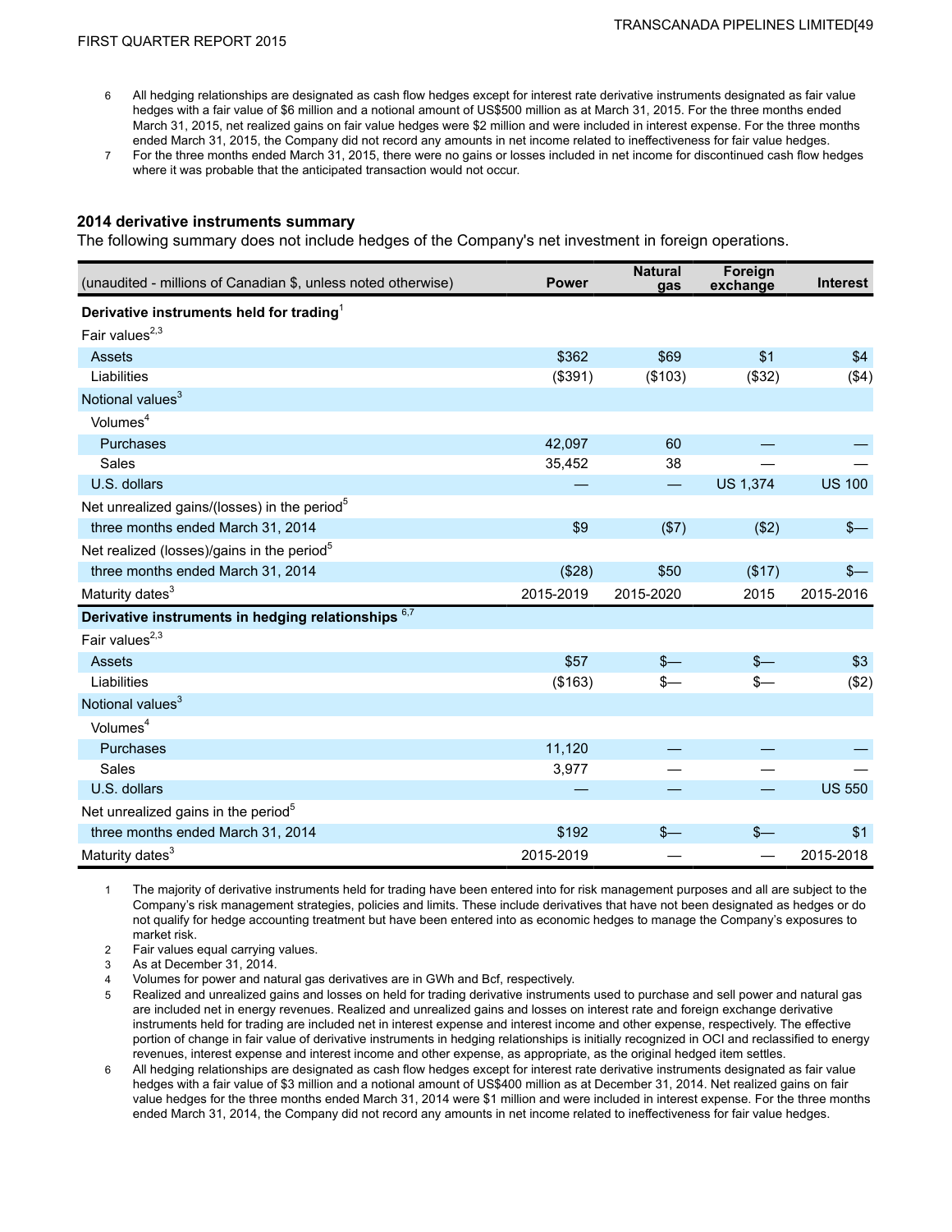6 All hedging relationships are designated as cash flow hedges except for interest rate derivative instruments designated as fair value hedges with a fair value of $6 million and a notional amount of US$500 million as at March 31, 2015. For the three months ended March 31, 2015, net realized gains on fair value hedges were $2 million and were included in interest expense. For the three months ended March 31, 2015, the Company did not record any amounts in net income related to ineffectiveness for fair value hedges.

7 For the three months ended March 31, 2015, there were no gains or losses included in net income for discontinued cash flow hedges where it was probable that the anticipated transaction would not occur.

### 2014 derivative instruments summary

The following summary does not include hedges of the Company's net investment in foreign operations.

| (unaudited - millions of Canadian $, unless noted otherwise) | Power | Natural gas | Foreign exchange | Interest |
|---|---|---|---|---|
| **Derivative instruments held for trading**[1] | | | | |
| Fair values[2,3] | | | | |
| Assets | $362 | $69 | $1 | $4 |
| Liabilities | ($391) | ($103) | ($32) | ($4) |
| Notional values[3] | | | | |
| Volumes[4] | | | | |
| Purchases | 42,097 | 60 | — | — |
| Sales | 35,452 | 38 | — | — |
| U.S. dollars | — | — | US 1,374 | US 100 |
| Net unrealized gains/(losses) in the period[5] | | | | |
| three months ended March 31, 2014 | $9 | ($7) | ($2) | $— |
| Net realized (losses)/gains in the period[5] | | | | |
| three months ended March 31, 2014 | ($28) | $50 | ($17) | $— |
| Maturity dates[3] | 2015-2019 | 2015-2020 | 2015 | 2015-2016 |
| **Derivative instruments in hedging relationships**[6,7] | | | | |
| Fair values[2,3] | | | | |
| Assets | $57 | $— | $— | $3 |
| Liabilities | ($163) | $— | $— | ($2) |
| Notional values[3] | | | | |
| Volumes[4] | | | | |
| Purchases | 11,120 | — | — | — |
| Sales | 3,977 | — | — | — |
| U.S. dollars | — | — | — | US 550 |
| Net unrealized gains in the period[5] | | | | |
| three months ended March 31, 2014 | $192 | $— | $— | $1 |
| Maturity dates[3] | 2015-2019 | — | — | 2015-2018 |

1 The majority of derivative instruments held for trading have been entered into for risk management purposes and all are subject to the Company's risk management strategies, policies and limits. These include derivatives that have not been designated as hedges or do not qualify for hedge accounting treatment but have been entered into as economic hedges to manage the Company's exposures to market risk.

2 Fair values equal carrying values.

3 As at December 31, 2014.

4 Volumes for power and natural gas derivatives are in GWh and Bcf, respectively.

5 Realized and unrealized gains and losses on held for trading derivative instruments used to purchase and sell power and natural gas are included net in energy revenues. Realized and unrealized gains and losses on interest rate and foreign exchange derivative instruments held for trading are included net in interest expense and interest income and other expense, respectively. The effective portion of change in fair value of derivative instruments in hedging relationships is initially recognized in OCI and reclassified to energy revenues, interest expense and interest income and other expense, as appropriate, as the original hedged item settles.

6 All hedging relationships are designated as cash flow hedges except for interest rate derivative instruments designated as fair value hedges with a fair value of $3 million and a notional amount of US$400 million as at December 31, 2014. Net realized gains on fair value hedges for the three months ended March 31, 2014 were $1 million and were included in interest expense. For the three months ended March 31, 2014, the Company did not record any amounts in net income related to ineffectiveness for fair value hedges.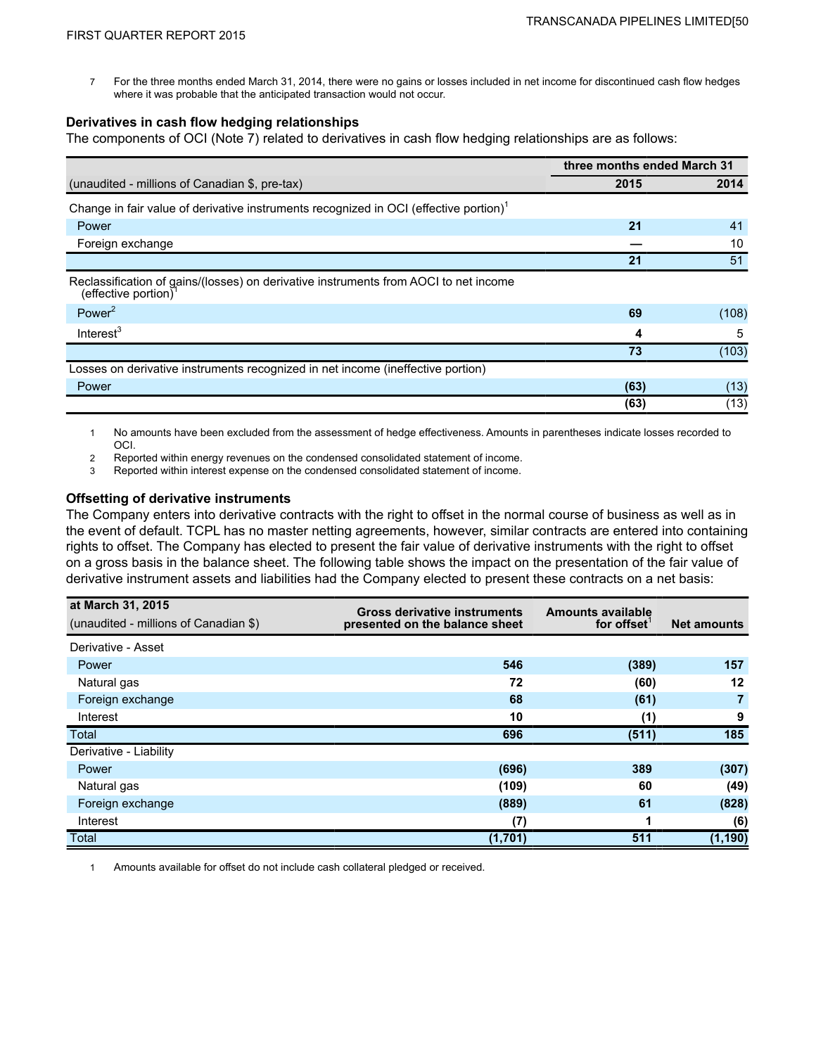7 For the three months ended March 31, 2014, there were no gains or losses included in net income for discontinued cash flow hedges where it was probable that the anticipated transaction would not occur.

**Derivatives in cash flow hedging relationships**

The components of OCI (Note 7) related to derivatives in cash flow hedging relationships are as follows:

| | three months ended March 31 | |
|---|---|---|
| (unaudited - millions of Canadian $, pre-tax) | **2015** | 2014 |
| Change in fair value of derivative instruments recognized in OCI (effective portion)[1] | | |
| Power | **21** | 41 |
| Foreign exchange | **—** | 10 |
| | **21** | 51 |
| Reclassification of gains/(losses) on derivative instruments from AOCI to net income (effective portion)[1] | | |
| Power[2] | **69** | (108) |
| Interest[3] | **4** | 5 |
| | **73** | (103) |
| Losses on derivative instruments recognized in net income (ineffective portion) | | |
| Power | **(63)** | (13) |
| | **(63)** | (13) |

1 No amounts have been excluded from the assessment of hedge effectiveness. Amounts in parentheses indicate losses recorded to OCI.
2 Reported within energy revenues on the condensed consolidated statement of income.
3 Reported within interest expense on the condensed consolidated statement of income.

**Offsetting of derivative instruments**

The Company enters into derivative contracts with the right to offset in the normal course of business as well as in the event of default. TCPL has no master netting agreements, however, similar contracts are entered into containing rights to offset. The Company has elected to present the fair value of derivative instruments with the right to offset on a gross basis in the balance sheet. The following table shows the impact on the presentation of the fair value of derivative instrument assets and liabilities had the Company elected to present these contracts on a net basis:

| **at March 31, 2015**<br>(unaudited - millions of Canadian $) | Gross derivative instruments presented on the balance sheet | Amounts available for offset[1] | Net amounts |
|---|---|---|---|
| Derivative - Asset | | | |
| Power | **546** | **(389)** | **157** |
| Natural gas | **72** | **(60)** | **12** |
| Foreign exchange | **68** | **(61)** | **7** |
| Interest | **10** | **(1)** | **9** |
| Total | **696** | **(511)** | **185** |
| Derivative - Liability | | | |
| Power | **(696)** | **389** | **(307)** |
| Natural gas | **(109)** | **60** | **(49)** |
| Foreign exchange | **(889)** | **61** | **(828)** |
| Interest | **(7)** | **1** | **(6)** |
| Total | **(1,701)** | **511** | **(1,190)** |

1 Amounts available for offset do not include cash collateral pledged or received.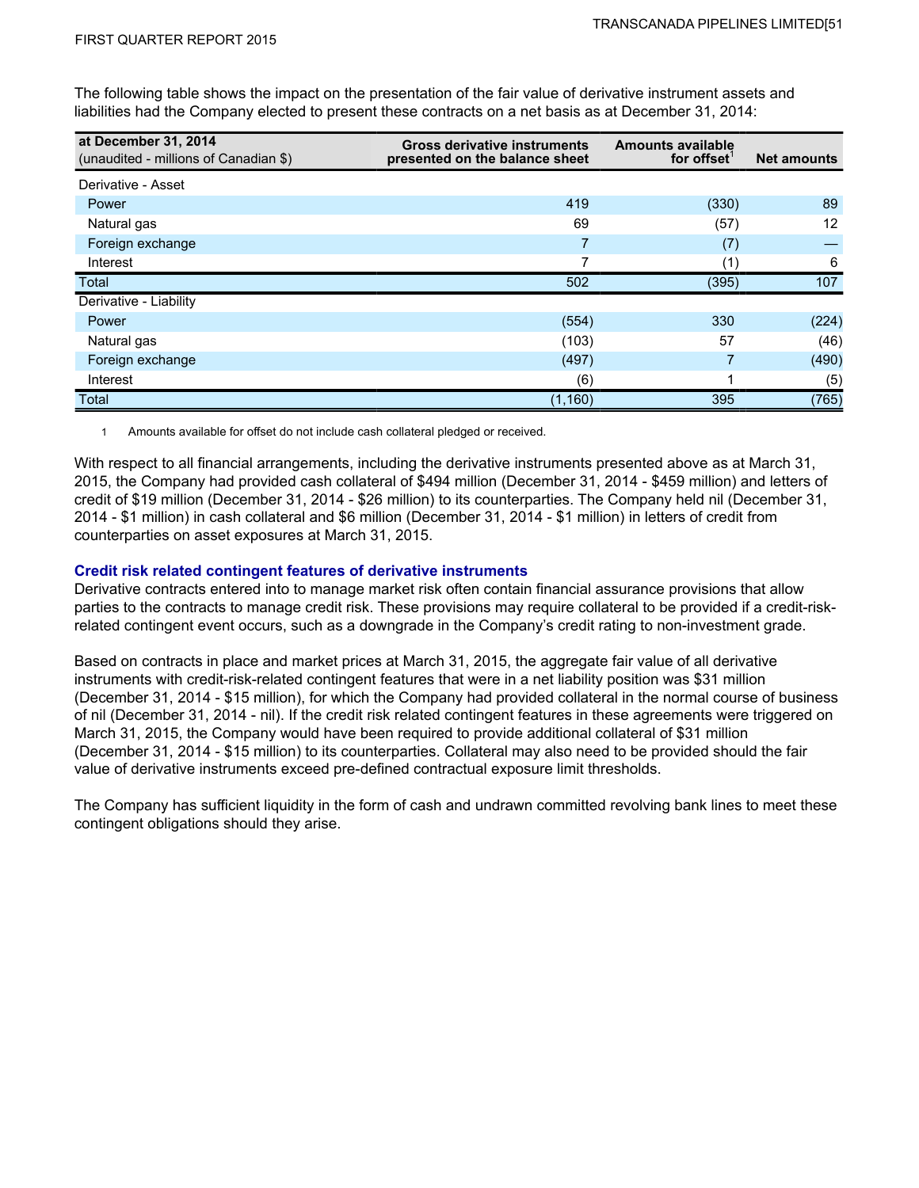The following table shows the impact on the presentation of the fair value of derivative instrument assets and liabilities had the Company elected to present these contracts on a net basis as at December 31, 2014:

| at December 31, 2014<br>(unaudited - millions of Canadian $) | Gross derivative instruments presented on the balance sheet | Amounts available for offset[1] | Net amounts |
|---|---|---|---|
| Derivative - Asset | | | |
| Power | 419 | (330) | 89 |
| Natural gas | 69 | (57) | 12 |
| Foreign exchange | 7 | (7) | — |
| Interest | 7 | (1) | 6 |
| Total | 502 | (395) | 107 |
| Derivative - Liability | | | |
| Power | (554) | 330 | (224) |
| Natural gas | (103) | 57 | (46) |
| Foreign exchange | (497) | 7 | (490) |
| Interest | (6) | 1 | (5) |
| Total | (1,160) | 395 | (765) |

1 Amounts available for offset do not include cash collateral pledged or received.

With respect to all financial arrangements, including the derivative instruments presented above as at March 31, 2015, the Company had provided cash collateral of $494 million (December 31, 2014 - $459 million) and letters of credit of $19 million (December 31, 2014 - $26 million) to its counterparties. The Company held nil (December 31, 2014 - $1 million) in cash collateral and $6 million (December 31, 2014 - $1 million) in letters of credit from counterparties on asset exposures at March 31, 2015.

### Credit risk related contingent features of derivative instruments

Derivative contracts entered into to manage market risk often contain financial assurance provisions that allow parties to the contracts to manage credit risk. These provisions may require collateral to be provided if a credit-risk-related contingent event occurs, such as a downgrade in the Company's credit rating to non-investment grade.

Based on contracts in place and market prices at March 31, 2015, the aggregate fair value of all derivative instruments with credit-risk-related contingent features that were in a net liability position was $31 million (December 31, 2014 - $15 million), for which the Company had provided collateral in the normal course of business of nil (December 31, 2014 - nil). If the credit risk related contingent features in these agreements were triggered on March 31, 2015, the Company would have been required to provide additional collateral of $31 million (December 31, 2014 - $15 million) to its counterparties. Collateral may also need to be provided should the fair value of derivative instruments exceed pre-defined contractual exposure limit thresholds.

The Company has sufficient liquidity in the form of cash and undrawn committed revolving bank lines to meet these contingent obligations should they arise.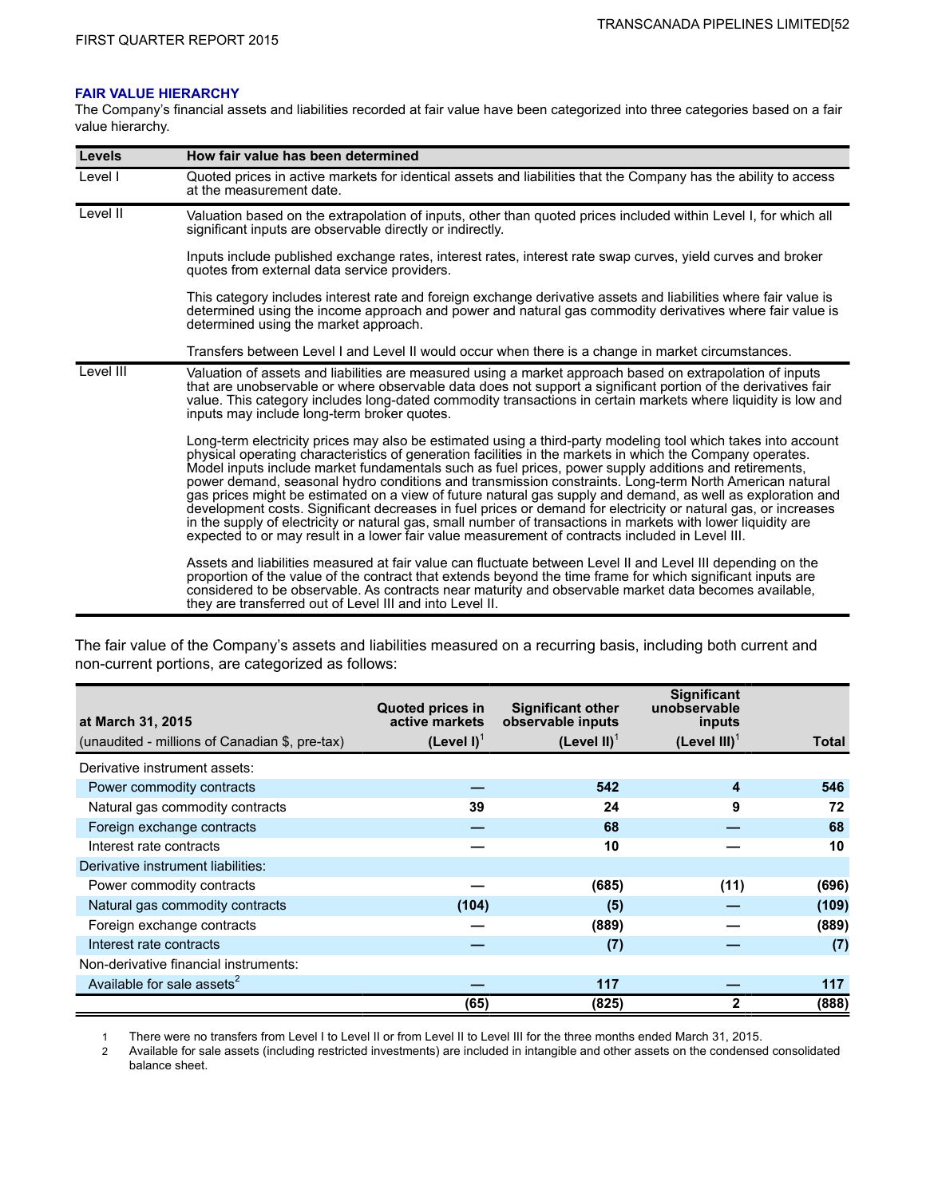## FAIR VALUE HIERARCHY

The Company's financial assets and liabilities recorded at fair value have been categorized into three categories based on a fair value hierarchy.

| Levels | How fair value has been determined |
|---|---|
| Level I | Quoted prices in active markets for identical assets and liabilities that the Company has the ability to access at the measurement date. |
| Level II | Valuation based on the extrapolation of inputs, other than quoted prices included within Level I, for which all significant inputs are observable directly or indirectly.<br><br>Inputs include published exchange rates, interest rates, interest rate swap curves, yield curves and broker quotes from external data service providers.<br><br>This category includes interest rate and foreign exchange derivative assets and liabilities where fair value is determined using the income approach and power and natural gas commodity derivatives where fair value is determined using the market approach.<br><br>Transfers between Level I and Level II would occur when there is a change in market circumstances. |
| Level III | Valuation of assets and liabilities are measured using a market approach based on extrapolation of inputs that are unobservable or where observable data does not support a significant portion of the derivatives fair value. This category includes long-dated commodity transactions in certain markets where liquidity is low and inputs may include long-term broker quotes.<br><br>Long-term electricity prices may also be estimated using a third-party modeling tool which takes into account physical operating characteristics of generation facilities in the markets in which the Company operates. Model inputs include market fundamentals such as fuel prices, power supply additions and retirements, power demand, seasonal hydro conditions and transmission constraints. Long-term North American natural gas prices might be estimated on a view of future natural gas supply and demand, as well as exploration and development costs. Significant decreases in fuel prices or demand for electricity or natural gas, or increases in the supply of electricity or natural gas, small number of transactions in markets with lower liquidity are expected to or may result in a lower fair value measurement of contracts included in Level III.<br><br>Assets and liabilities measured at fair value can fluctuate between Level II and Level III depending on the proportion of the value of the contract that extends beyond the time frame for which significant inputs are considered to be observable. As contracts near maturity and observable market data becomes available, they are transferred out of Level III and into Level II. |

The fair value of the Company's assets and liabilities measured on a recurring basis, including both current and non-current portions, are categorized as follows:

| at March 31, 2015<br>(unaudited - millions of Canadian $, pre-tax) | Quoted prices in active markets (Level I)[1] | Significant other observable inputs (Level II)[1] | Significant unobservable inputs (Level III)[1] | Total |
|---|---|---|---|---|
| Derivative instrument assets: | | | | |
| Power commodity contracts | — | 542 | 4 | 546 |
| Natural gas commodity contracts | 39 | 24 | 9 | 72 |
| Foreign exchange contracts | — | 68 | — | 68 |
| Interest rate contracts | — | 10 | — | 10 |
| Derivative instrument liabilities: | | | | |
| Power commodity contracts | — | (685) | (11) | (696) |
| Natural gas commodity contracts | (104) | (5) | — | (109) |
| Foreign exchange contracts | — | (889) | — | (889) |
| Interest rate contracts | — | (7) | — | (7) |
| Non-derivative financial instruments: | | | | |
| Available for sale assets[2] | — | 117 | — | 117 |
| | (65) | (825) | 2 | (888) |

1 There were no transfers from Level I to Level II or from Level II to Level III for the three months ended March 31, 2015.

2 Available for sale assets (including restricted investments) are included in intangible and other assets on the condensed consolidated balance sheet.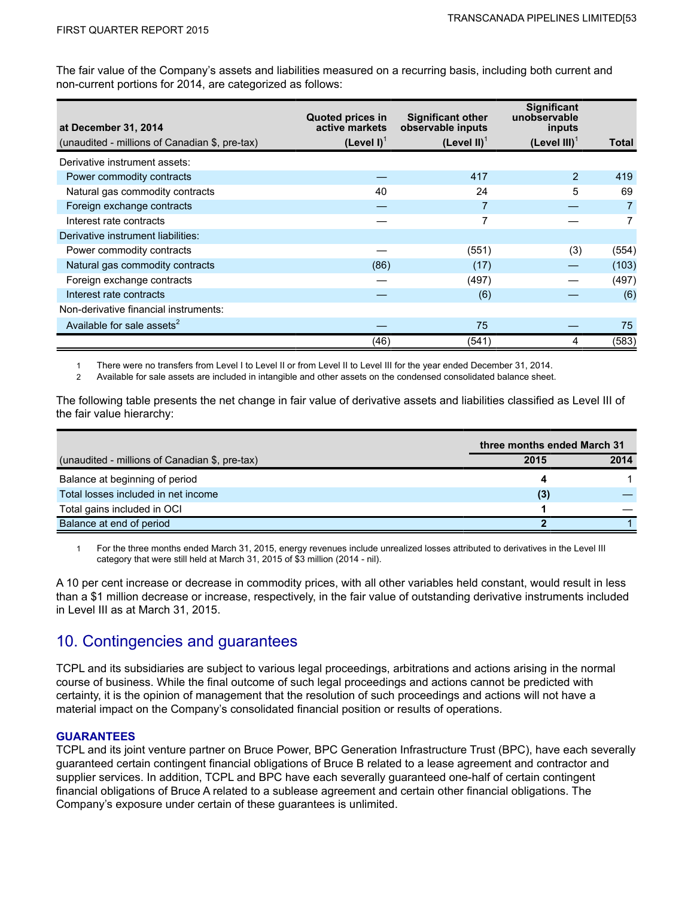The fair value of the Company's assets and liabilities measured on a recurring basis, including both current and non-current portions for 2014, are categorized as follows:

| at December 31, 2014<br>(unaudited - millions of Canadian $, pre-tax) | Quoted prices in active markets (Level I)[1] | Significant other observable inputs (Level II)[1] | Significant unobservable inputs (Level III)[1] | Total |
|---|---|---|---|---|
| Derivative instrument assets: | | | | |
| Power commodity contracts | — | 417 | 2 | 419 |
| Natural gas commodity contracts | 40 | 24 | 5 | 69 |
| Foreign exchange contracts | — | 7 | — | 7 |
| Interest rate contracts | — | 7 | — | 7 |
| Derivative instrument liabilities: | | | | |
| Power commodity contracts | — | (551) | (3) | (554) |
| Natural gas commodity contracts | (86) | (17) | — | (103) |
| Foreign exchange contracts | — | (497) | — | (497) |
| Interest rate contracts | — | (6) | — | (6) |
| Non-derivative financial instruments: | | | | |
| Available for sale assets[2] | — | 75 | — | 75 |
| | (46) | (541) | 4 | (583) |

1 There were no transfers from Level I to Level II or from Level II to Level III for the year ended December 31, 2014.
2 Available for sale assets are included in intangible and other assets on the condensed consolidated balance sheet.

The following table presents the net change in fair value of derivative assets and liabilities classified as Level III of the fair value hierarchy:

| | three months ended March 31 | |
|---|---|---|
| (unaudited - millions of Canadian $, pre-tax) | **2015** | 2014 |
| Balance at beginning of period | **4** | 1 |
| Total losses included in net income | **(3)** | — |
| Total gains included in OCI | **1** | — |
| Balance at end of period | **2** | 1 |

1 For the three months ended March 31, 2015, energy revenues include unrealized losses attributed to derivatives in the Level III category that were still held at March 31, 2015 of $3 million (2014 - nil).

A 10 per cent increase or decrease in commodity prices, with all other variables held constant, would result in less than a $1 million decrease or increase, respectively, in the fair value of outstanding derivative instruments included in Level III as at March 31, 2015.

## 10. Contingencies and guarantees

TCPL and its subsidiaries are subject to various legal proceedings, arbitrations and actions arising in the normal course of business. While the final outcome of such legal proceedings and actions cannot be predicted with certainty, it is the opinion of management that the resolution of such proceedings and actions will not have a material impact on the Company's consolidated financial position or results of operations.

### GUARANTEES

TCPL and its joint venture partner on Bruce Power, BPC Generation Infrastructure Trust (BPC), have each severally guaranteed certain contingent financial obligations of Bruce B related to a lease agreement and contractor and supplier services. In addition, TCPL and BPC have each severally guaranteed one-half of certain contingent financial obligations of Bruce A related to a sublease agreement and certain other financial obligations. The Company's exposure under certain of these guarantees is unlimited.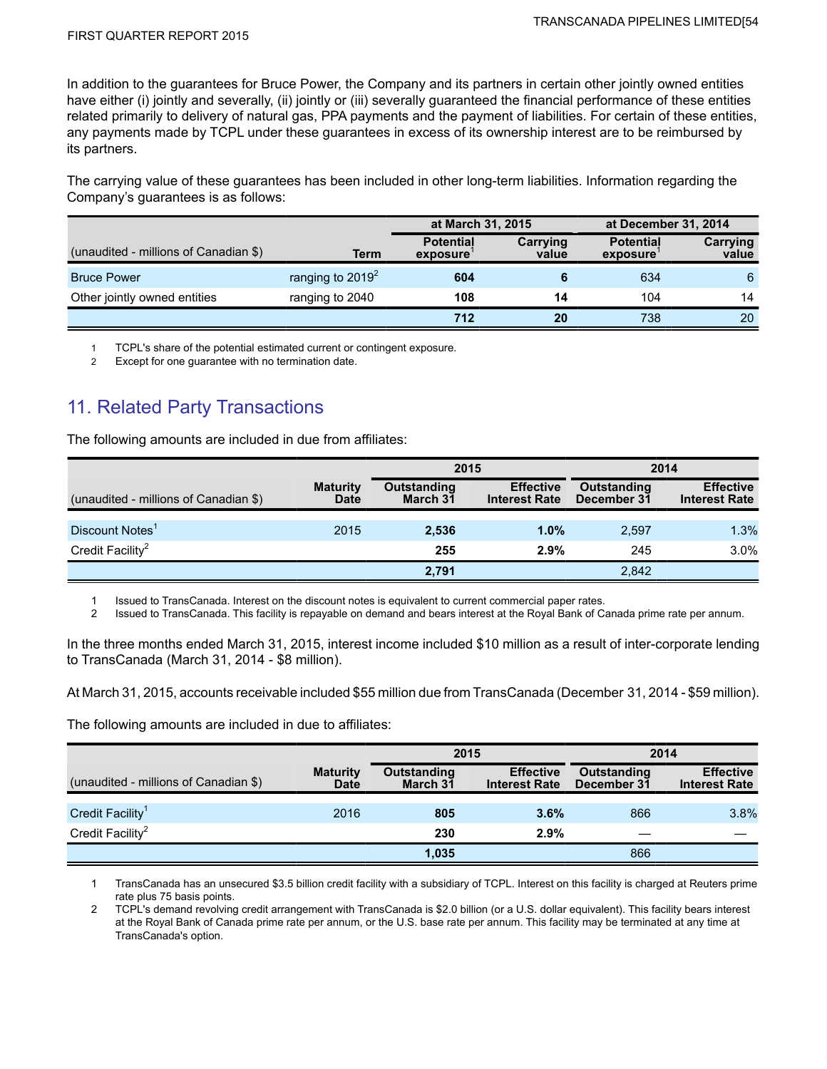In addition to the guarantees for Bruce Power, the Company and its partners in certain other jointly owned entities have either (i) jointly and severally, (ii) jointly or (iii) severally guaranteed the financial performance of these entities related primarily to delivery of natural gas, PPA payments and the payment of liabilities. For certain of these entities, any payments made by TCPL under these guarantees in excess of its ownership interest are to be reimbursed by its partners.

The carrying value of these guarantees has been included in other long-term liabilities. Information regarding the Company's guarantees is as follows:

| | | at March 31, 2015 | | at December 31, 2014 | |
|---|---|---|---|---|---|
| (unaudited - millions of Canadian $) | Term | Potential exposure[1] | Carrying value | Potential exposure[1] | Carrying value |
| Bruce Power | ranging to 2019[2] | **604** | **6** | 634 | 6 |
| Other jointly owned entities | ranging to 2040 | **108** | **14** | 104 | 14 |
| | | **712** | **20** | 738 | 20 |

1 TCPL's share of the potential estimated current or contingent exposure.

2 Except for one guarantee with no termination date.

## 11. Related Party Transactions

The following amounts are included in due from affiliates:

| | | 2015 | | 2014 | |
|---|---|---|---|---|---|
| (unaudited - millions of Canadian $) | Maturity Date | Outstanding March 31 | Effective Interest Rate | Outstanding December 31 | Effective Interest Rate |
| Discount Notes[1] | 2015 | **2,536** | **1.0%** | 2,597 | 1.3% |
| Credit Facility[2] | | **255** | **2.9%** | 245 | 3.0% |
| | | **2,791** | | 2,842 | |

1 Issued to TransCanada. Interest on the discount notes is equivalent to current commercial paper rates.

2 Issued to TransCanada. This facility is repayable on demand and bears interest at the Royal Bank of Canada prime rate per annum.

In the three months ended March 31, 2015, interest income included $10 million as a result of inter-corporate lending to TransCanada (March 31, 2014 - $8 million).

At March 31, 2015, accounts receivable included $55 million due from TransCanada (December 31, 2014 - $59 million).

The following amounts are included in due to affiliates:

| | | 2015 | | 2014 | |
|---|---|---|---|---|---|
| (unaudited - millions of Canadian $) | Maturity Date | Outstanding March 31 | Effective Interest Rate | Outstanding December 31 | Effective Interest Rate |
| Credit Facility[1] | 2016 | **805** | **3.6%** | 866 | 3.8% |
| Credit Facility[2] | | **230** | **2.9%** | — | — |
| | | **1,035** | | 866 | |

1 TransCanada has an unsecured $3.5 billion credit facility with a subsidiary of TCPL. Interest on this facility is charged at Reuters prime rate plus 75 basis points.

2 TCPL's demand revolving credit arrangement with TransCanada is $2.0 billion (or a U.S. dollar equivalent). This facility bears interest at the Royal Bank of Canada prime rate per annum, or the U.S. base rate per annum. This facility may be terminated at any time at TransCanada's option.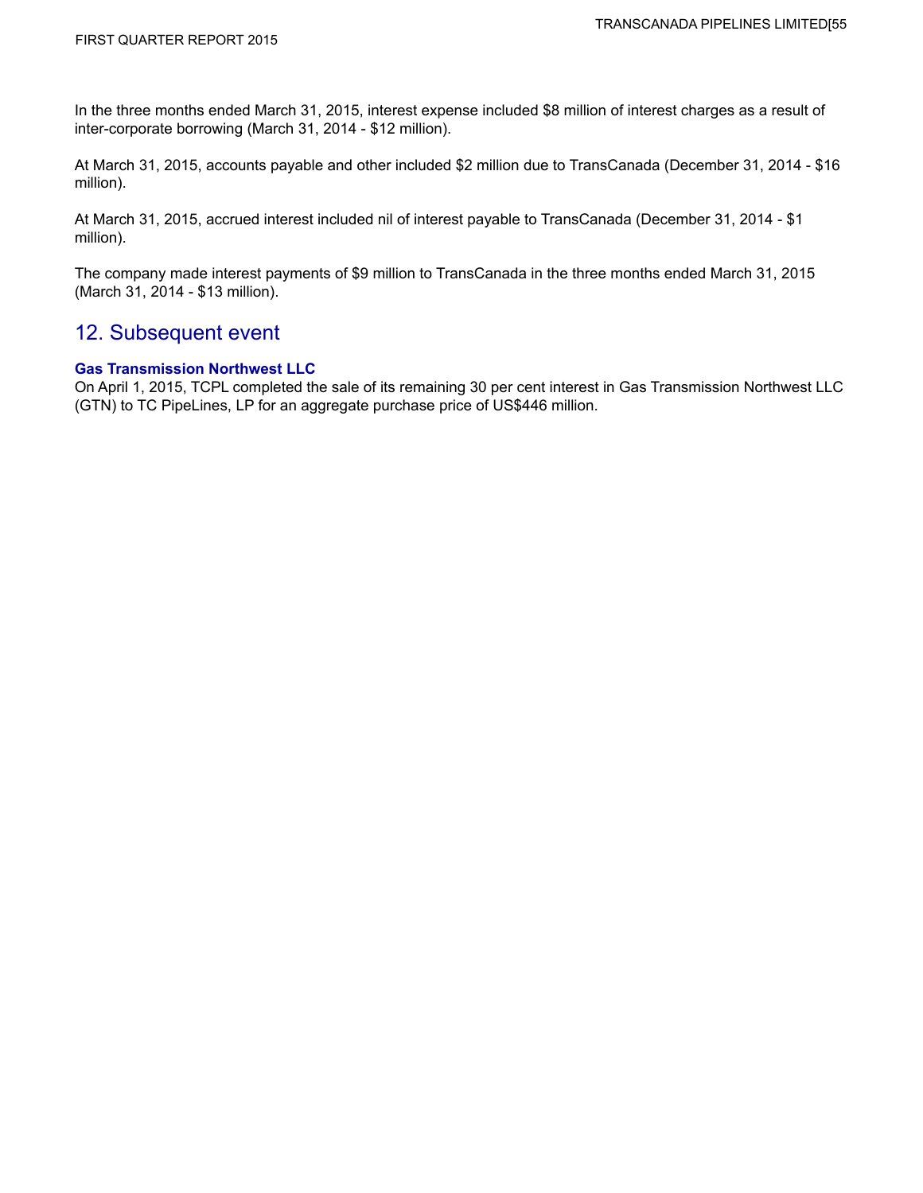In the three months ended March 31, 2015, interest expense included $8 million of interest charges as a result of inter-corporate borrowing (March 31, 2014 - $12 million).

At March 31, 2015, accounts payable and other included $2 million due to TransCanada (December 31, 2014 - $16 million).

At March 31, 2015, accrued interest included nil of interest payable to TransCanada (December 31, 2014 - $1 million).

The company made interest payments of $9 million to TransCanada in the three months ended March 31, 2015 (March 31, 2014 - $13 million).

## 12. Subsequent event

**Gas Transmission Northwest LLC**

On April 1, 2015, TCPL completed the sale of its remaining 30 per cent interest in Gas Transmission Northwest LLC (GTN) to TC PipeLines, LP for an aggregate purchase price of US$446 million.